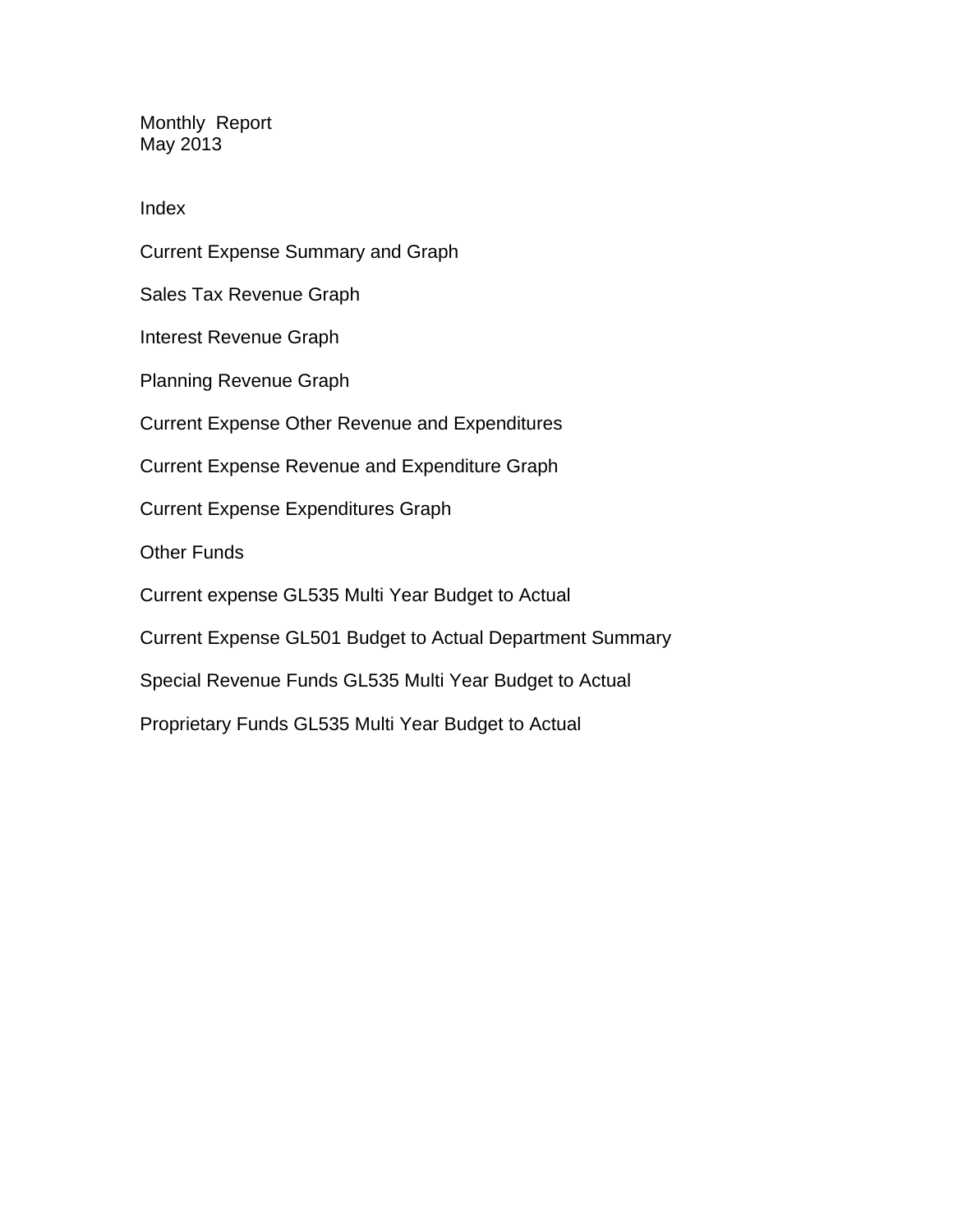# Monthly Report
## May 2013

## Index

Current Expense Summary and Graph

Sales Tax Revenue Graph

Interest Revenue Graph

Planning Revenue Graph

Current Expense Other Revenue and Expenditures

Current Expense Revenue and Expenditure Graph

Current Expense Expenditures Graph

Other Funds

Current expense GL535 Multi Year Budget to Actual

Current Expense GL501 Budget to Actual Department Summary

Special Revenue Funds GL535 Multi Year Budget to Actual

Proprietary Funds GL535 Multi Year Budget to Actual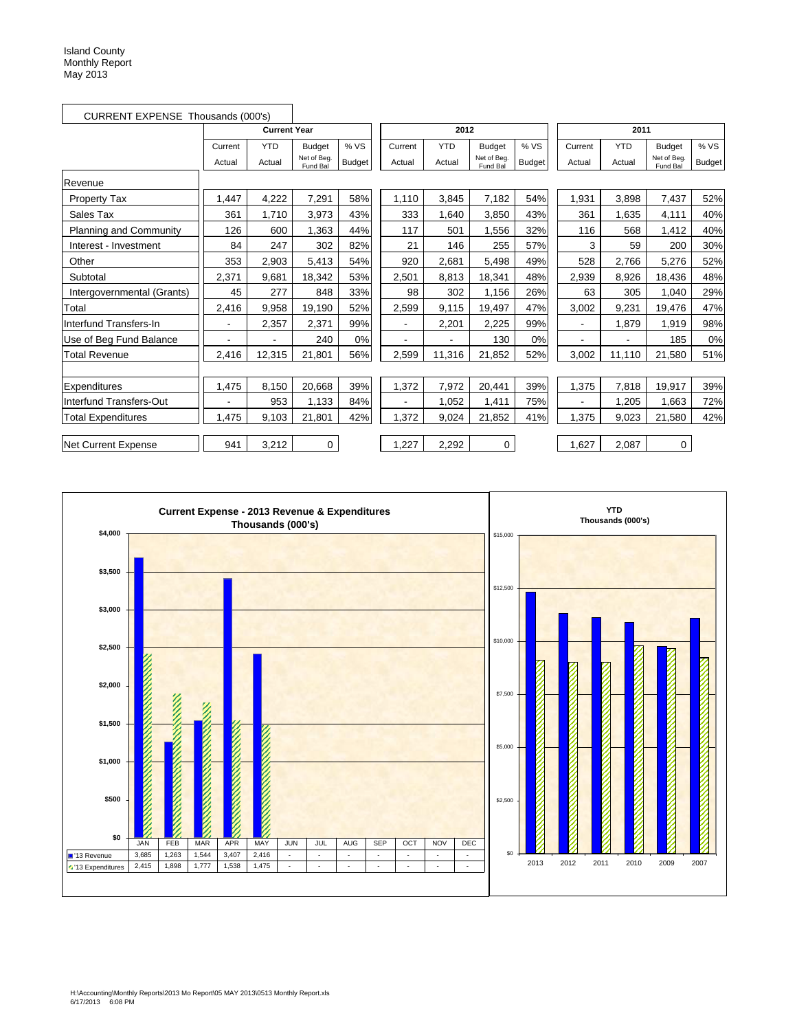Island County
Monthly Report
May 2013

CURRENT EXPENSE Thousands (000's)

| | Current Year | | | | 2012 | | | | 2011 | | | |
|---|---|---|---|---|---|---|---|---|---|---|---|---|
| | Current Actual | YTD Actual | Budget Net of Beg. Fund Bal | % VS Budget | Current Actual | YTD Actual | Budget Net of Beg. Fund Bal | % VS Budget | Current Actual | YTD Actual | Budget Net of Beg. Fund Bal | % VS Budget |
| Revenue | | | | | | | | | | | | |
| Property Tax | 1,447 | 4,222 | 7,291 | 58% | 1,110 | 3,845 | 7,182 | 54% | 1,931 | 3,898 | 7,437 | 52% |
| Sales Tax | 361 | 1,710 | 3,973 | 43% | 333 | 1,640 | 3,850 | 43% | 361 | 1,635 | 4,111 | 40% |
| Planning and Community | 126 | 600 | 1,363 | 44% | 117 | 501 | 1,556 | 32% | 116 | 568 | 1,412 | 40% |
| Interest - Investment | 84 | 247 | 302 | 82% | 21 | 146 | 255 | 57% | 3 | 59 | 200 | 30% |
| Other | 353 | 2,903 | 5,413 | 54% | 920 | 2,681 | 5,498 | 49% | 528 | 2,766 | 5,276 | 52% |
| Subtotal | 2,371 | 9,681 | 18,342 | 53% | 2,501 | 8,813 | 18,341 | 48% | 2,939 | 8,926 | 18,436 | 48% |
| Intergovernmental (Grants) | 45 | 277 | 848 | 33% | 98 | 302 | 1,156 | 26% | 63 | 305 | 1,040 | 29% |
| Total | 2,416 | 9,958 | 19,190 | 52% | 2,599 | 9,115 | 19,497 | 47% | 3,002 | 9,231 | 19,476 | 47% |
| Interfund Transfers-In | - | 2,357 | 2,371 | 99% | - | 2,201 | 2,225 | 99% | - | 1,879 | 1,919 | 98% |
| Use of Beg Fund Balance | - | - | 240 | 0% | - | - | 130 | 0% | - | - | 185 | 0% |
| Total Revenue | 2,416 | 12,315 | 21,801 | 56% | 2,599 | 11,316 | 21,852 | 52% | 3,002 | 11,110 | 21,580 | 51% |
| | | | | | | | | | | | | |
| Expenditures | 1,475 | 8,150 | 20,668 | 39% | 1,372 | 7,972 | 20,441 | 39% | 1,375 | 7,818 | 19,917 | 39% |
| Interfund Transfers-Out | - | 953 | 1,133 | 84% | - | 1,052 | 1,411 | 75% | - | 1,205 | 1,663 | 72% |
| Total Expenditures | 1,475 | 9,103 | 21,801 | 42% | 1,372 | 9,024 | 21,852 | 41% | 1,375 | 9,023 | 21,580 | 42% |
| | | | | | | | | | | | | |
| Net Current Expense | 941 | 3,212 | 0 | | 1,227 | 2,292 | 0 | | 1,627 | 2,087 | 0 | |

**Current Expense - 2013 Revenue & Expenditures Thousands (000's)**

| | JAN | FEB | MAR | APR | MAY | JUN | JUL | AUG | SEP | OCT | NOV | DEC |
|---|---|---|---|---|---|---|---|---|---|---|---|---|
| '13 Revenue | 3,685 | 1,263 | 1,544 | 3,407 | 2,416 | - | - | - | - | - | - | - |
| '13 Expenditures | 2,415 | 1,898 | 1,777 | 1,538 | 1,475 | - | - | - | - | - | - | - |

**YTD Thousands (000's)**

2013 2012 2011 2010 2009 2007

H:\Accounting\Monthly Reports\2013 Mo Report\05 MAY 2013\0513 Monthly Report.xls
6/17/2013 6:08 PM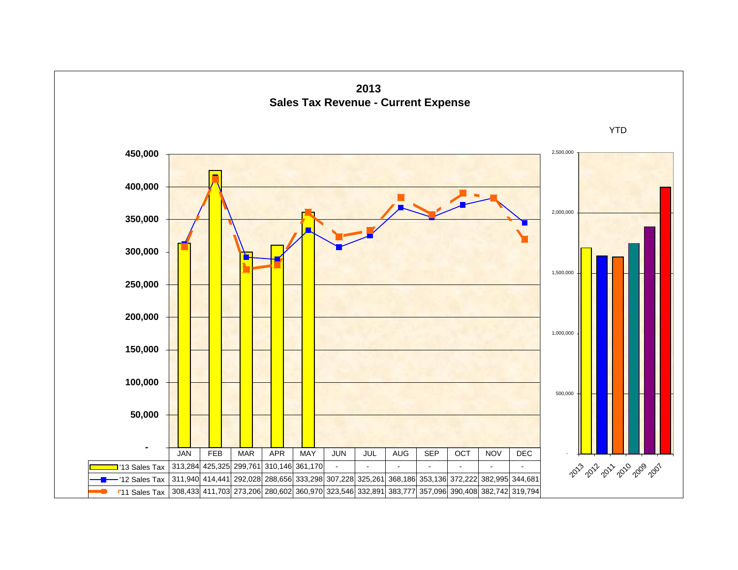# 2013
## Sales Tax Revenue - Current Expense

| | JAN | FEB | MAR | APR | MAY | JUN | JUL | AUG | SEP | OCT | NOV | DEC |
|---|---|---|---|---|---|---|---|---|---|---|---|---|
| '13 Sales Tax | 313,284 | 425,325 | 299,761 | 310,146 | 361,170 | - | - | - | - | - | - | - |
| '12 Sales Tax | 311,940 | 414,441 | 292,028 | 288,656 | 333,298 | 307,228 | 325,261 | 368,186 | 353,136 | 372,222 | 382,995 | 344,681 |
| '11 Sales Tax | 308,433 | 411,703 | 273,206 | 280,602 | 360,970 | 323,546 | 332,891 | 383,777 | 357,096 | 390,408 | 382,742 | 319,794 |

YTD

(YTD bar chart: 2013, 2012, 2011, 2010, 2009, 2007; axis - to 2,500,000)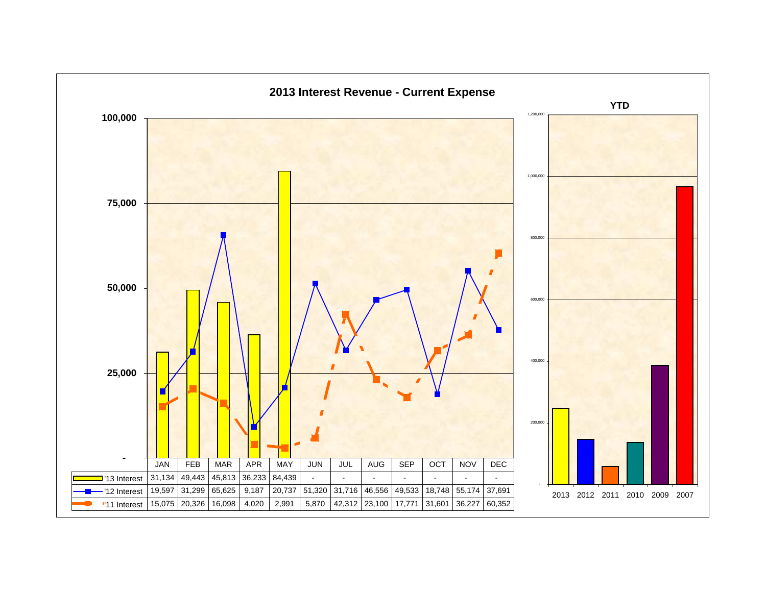## 2013 Interest Revenue - Current Expense

| | JAN | FEB | MAR | APR | MAY | JUN | JUL | AUG | SEP | OCT | NOV | DEC |
|---|---|---|---|---|---|---|---|---|---|---|---|---|
| '13 Interest | 31,134 | 49,443 | 45,813 | 36,233 | 84,439 | - | - | - | - | - | - | - |
| '12 Interest | 19,597 | 31,299 | 65,625 | 9,187 | 20,737 | 51,320 | 31,716 | 46,556 | 49,533 | 18,748 | 55,174 | 37,691 |
| '11 Interest | 15,075 | 20,326 | 16,098 | 4,020 | 2,991 | 5,870 | 42,312 | 23,100 | 17,771 | 31,601 | 36,227 | 60,352 |

### YTD

2013, 2012, 2011, 2010, 2009, 2007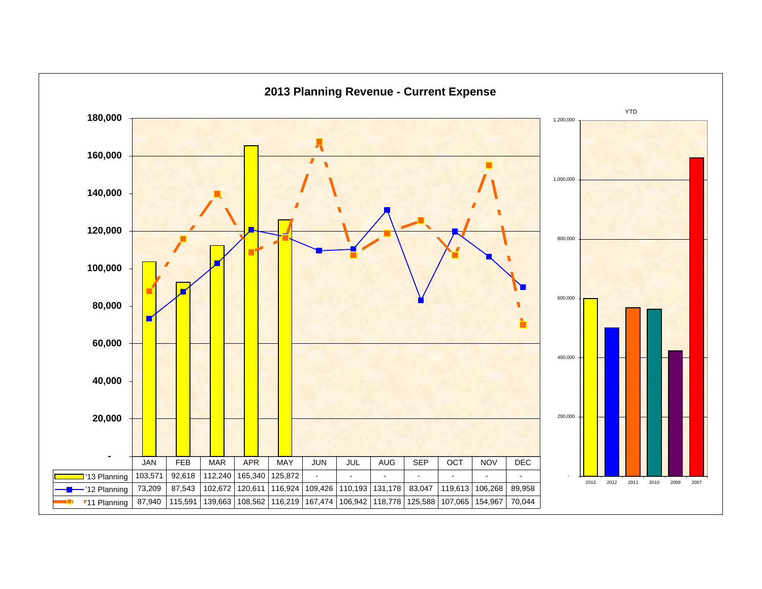## 2013 Planning Revenue - Current Expense

| | JAN | FEB | MAR | APR | MAY | JUN | JUL | AUG | SEP | OCT | NOV | DEC |
|---|---|---|---|---|---|---|---|---|---|---|---|---|
| '13 Planning | 103,571 | 92,618 | 112,240 | 165,340 | 125,872 | - | - | - | - | - | - | - |
| '12 Planning | 73,209 | 87,543 | 102,672 | 120,611 | 116,924 | 109,426 | 110,193 | 131,178 | 83,047 | 119,613 | 106,268 | 89,958 |
| '11 Planning | 87,940 | 115,591 | 139,663 | 108,562 | 116,219 | 167,474 | 106,942 | 118,778 | 125,588 | 107,065 | 154,967 | 70,044 |

YTD

2013, 2012, 2011, 2010, 2009, 2007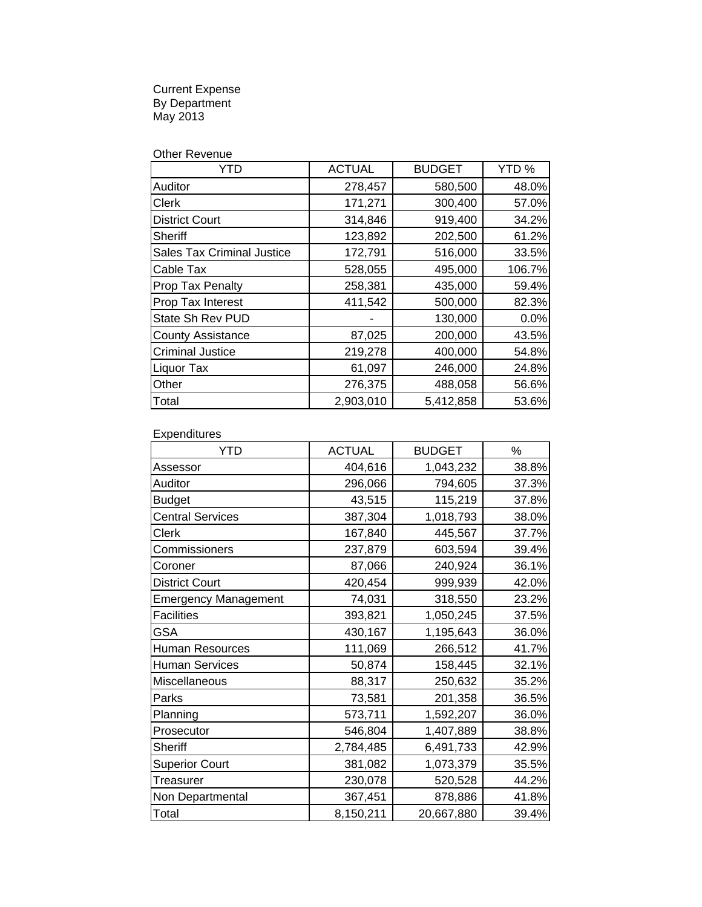Current Expense
By Department
May 2013

Other Revenue

| YTD | ACTUAL | BUDGET | YTD % |
|---|---|---|---|
| Auditor | 278,457 | 580,500 | 48.0% |
| Clerk | 171,271 | 300,400 | 57.0% |
| District Court | 314,846 | 919,400 | 34.2% |
| Sheriff | 123,892 | 202,500 | 61.2% |
| Sales Tax Criminal Justice | 172,791 | 516,000 | 33.5% |
| Cable Tax | 528,055 | 495,000 | 106.7% |
| Prop Tax Penalty | 258,381 | 435,000 | 59.4% |
| Prop Tax Interest | 411,542 | 500,000 | 82.3% |
| State Sh Rev PUD | - | 130,000 | 0.0% |
| County Assistance | 87,025 | 200,000 | 43.5% |
| Criminal Justice | 219,278 | 400,000 | 54.8% |
| Liquor Tax | 61,097 | 246,000 | 24.8% |
| Other | 276,375 | 488,058 | 56.6% |
| Total | 2,903,010 | 5,412,858 | 53.6% |

Expenditures

| YTD | ACTUAL | BUDGET | % |
|---|---|---|---|
| Assessor | 404,616 | 1,043,232 | 38.8% |
| Auditor | 296,066 | 794,605 | 37.3% |
| Budget | 43,515 | 115,219 | 37.8% |
| Central Services | 387,304 | 1,018,793 | 38.0% |
| Clerk | 167,840 | 445,567 | 37.7% |
| Commissioners | 237,879 | 603,594 | 39.4% |
| Coroner | 87,066 | 240,924 | 36.1% |
| District Court | 420,454 | 999,939 | 42.0% |
| Emergency Management | 74,031 | 318,550 | 23.2% |
| Facilities | 393,821 | 1,050,245 | 37.5% |
| GSA | 430,167 | 1,195,643 | 36.0% |
| Human Resources | 111,069 | 266,512 | 41.7% |
| Human Services | 50,874 | 158,445 | 32.1% |
| Miscellaneous | 88,317 | 250,632 | 35.2% |
| Parks | 73,581 | 201,358 | 36.5% |
| Planning | 573,711 | 1,592,207 | 36.0% |
| Prosecutor | 546,804 | 1,407,889 | 38.8% |
| Sheriff | 2,784,485 | 6,491,733 | 42.9% |
| Superior Court | 381,082 | 1,073,379 | 35.5% |
| Treasurer | 230,078 | 520,528 | 44.2% |
| Non Departmental | 367,451 | 878,886 | 41.8% |
| Total | 8,150,211 | 20,667,880 | 39.4% |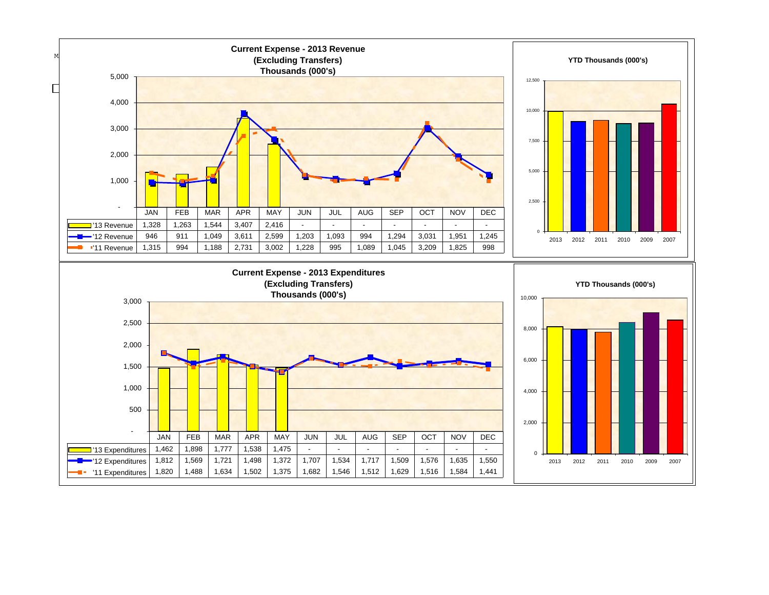## Current Expense - 2013 Revenue
### (Excluding Transfers)
### Thousands (000's)

| | JAN | FEB | MAR | APR | MAY | JUN | JUL | AUG | SEP | OCT | NOV | DEC |
|---|---|---|---|---|---|---|---|---|---|---|---|---|
| '13 Revenue | 1,328 | 1,263 | 1,544 | 3,407 | 2,416 | - | - | - | - | - | - | - |
| '12 Revenue | 946 | 911 | 1,049 | 3,611 | 2,599 | 1,203 | 1,093 | 994 | 1,294 | 3,031 | 1,951 | 1,245 |
| '11 Revenue | 1,315 | 994 | 1,188 | 2,731 | 3,002 | 1,228 | 995 | 1,089 | 1,045 | 3,209 | 1,825 | 998 |

**YTD Thousands (000's)**

Years shown: 2013, 2012, 2011, 2010, 2009, 2007

## Current Expense - 2013 Expenditures
### (Excluding Transfers)
### Thousands (000's)

| | JAN | FEB | MAR | APR | MAY | JUN | JUL | AUG | SEP | OCT | NOV | DEC |
|---|---|---|---|---|---|---|---|---|---|---|---|---|
| '13 Expenditures | 1,462 | 1,898 | 1,777 | 1,538 | 1,475 | - | - | - | - | - | - | - |
| '12 Expenditures | 1,812 | 1,569 | 1,721 | 1,498 | 1,372 | 1,707 | 1,534 | 1,717 | 1,509 | 1,576 | 1,635 | 1,550 |
| '11 Expenditures | 1,820 | 1,488 | 1,634 | 1,502 | 1,375 | 1,682 | 1,546 | 1,512 | 1,629 | 1,516 | 1,584 | 1,441 |

**YTD Thousands (000's)**

Years shown: 2013, 2012, 2011, 2010, 2009, 2007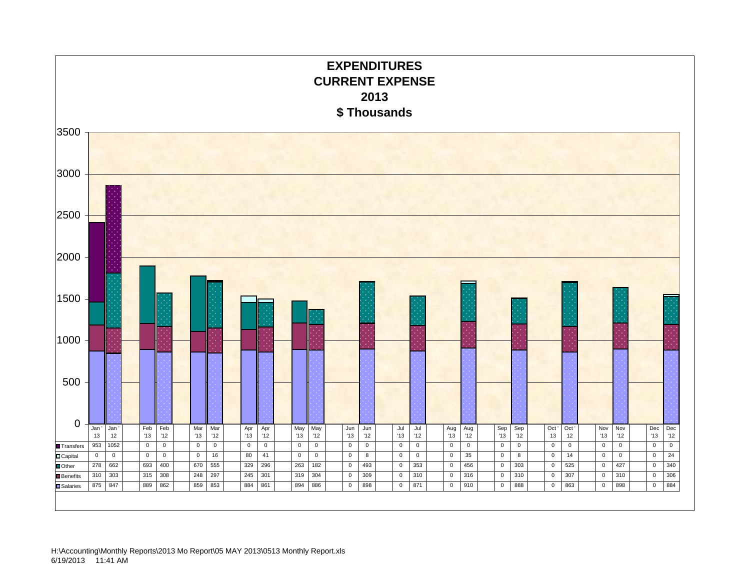# EXPENDITURES
## CURRENT EXPENSE
## 2013
## $ Thousands

| | Jan '13 | Jan '12 | Feb '13 | Feb '12 | Mar '13 | Mar '12 | Apr '13 | Apr '12 | May '13 | May '12 | Jun '13 | Jun '12 | Jul '13 | Jul '12 | Aug '13 | Aug '12 | Sep '13 | Sep '12 | Oct '13 | Oct '12 | Nov '13 | Nov '12 | Dec '13 | Dec '12 |
|---|---|---|---|---|---|---|---|---|---|---|---|---|---|---|---|---|---|---|---|---|---|---|---|---|
| Transfers | 953 | 1052 | 0 | 0 | 0 | 0 | 0 | 0 | 0 | 0 | 0 | 0 | 0 | 0 | 0 | 0 | 0 | 0 | 0 | 0 | 0 | 0 | 0 | 0 |
| Capital | 0 | 0 | 0 | 0 | 0 | 16 | 80 | 41 | 0 | 0 | 0 | 8 | 0 | 0 | 0 | 35 | 0 | 8 | 0 | 14 | 0 | 0 | 0 | 24 |
| Other | 278 | 662 | 693 | 400 | 670 | 555 | 329 | 296 | 263 | 182 | 0 | 493 | 0 | 353 | 0 | 456 | 0 | 303 | 0 | 525 | 0 | 427 | 0 | 340 |
| Benefits | 310 | 303 | 315 | 308 | 248 | 297 | 245 | 301 | 319 | 304 | 0 | 309 | 0 | 310 | 0 | 316 | 0 | 310 | 0 | 307 | 0 | 310 | 0 | 306 |
| Salaries | 875 | 847 | 889 | 862 | 859 | 853 | 884 | 861 | 894 | 886 | 0 | 898 | 0 | 871 | 0 | 910 | 0 | 888 | 0 | 863 | 0 | 898 | 0 | 884 |

H:\Accounting\Monthly Reports\2013 Mo Report\05 MAY 2013\0513 Monthly Report.xls
6/19/2013 11:41 AM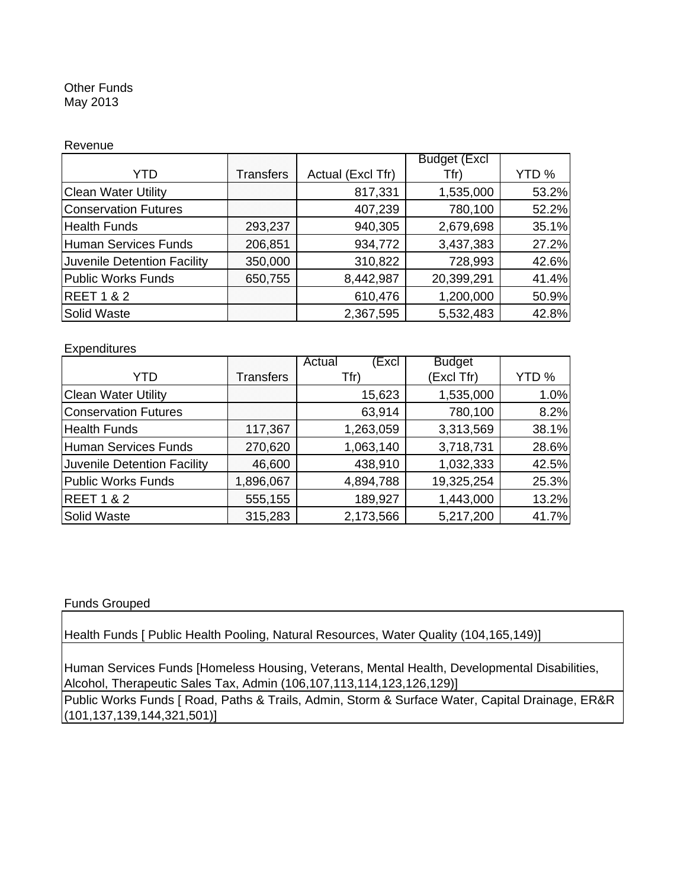Other Funds
May 2013

Revenue

| YTD | Transfers | Actual (Excl Tfr) | Budget (Excl Tfr) | YTD % |
|---|---|---|---|---|
| Clean Water Utility | | 817,331 | 1,535,000 | 53.2% |
| Conservation Futures | | 407,239 | 780,100 | 52.2% |
| Health Funds | 293,237 | 940,305 | 2,679,698 | 35.1% |
| Human Services Funds | 206,851 | 934,772 | 3,437,383 | 27.2% |
| Juvenile Detention Facility | 350,000 | 310,822 | 728,993 | 42.6% |
| Public Works Funds | 650,755 | 8,442,987 | 20,399,291 | 41.4% |
| REET 1 & 2 | | 610,476 | 1,200,000 | 50.9% |
| Solid Waste | | 2,367,595 | 5,532,483 | 42.8% |

Expenditures

| YTD | Transfers | Actual (Excl Tfr) | Budget (Excl Tfr) | YTD % |
|---|---|---|---|---|
| Clean Water Utility | | 15,623 | 1,535,000 | 1.0% |
| Conservation Futures | | 63,914 | 780,100 | 8.2% |
| Health Funds | 117,367 | 1,263,059 | 3,313,569 | 38.1% |
| Human Services Funds | 270,620 | 1,063,140 | 3,718,731 | 28.6% |
| Juvenile Detention Facility | 46,600 | 438,910 | 1,032,333 | 42.5% |
| Public Works Funds | 1,896,067 | 4,894,788 | 19,325,254 | 25.3% |
| REET 1 & 2 | 555,155 | 189,927 | 1,443,000 | 13.2% |
| Solid Waste | 315,283 | 2,173,566 | 5,217,200 | 41.7% |

Funds Grouped

| Funds Grouped |
|---|
| Health Funds [ Public Health Pooling, Natural Resources, Water Quality (104,165,149)] |
| Human Services Funds [Homeless Housing, Veterans, Mental Health, Developmental Disabilities, Alcohol, Therapeutic Sales Tax, Admin (106,107,113,114,123,126,129)] |
| Public Works Funds [ Road, Paths & Trails, Admin, Storm & Surface Water, Capital Drainage, ER&R (101,137,139,144,321,501)] |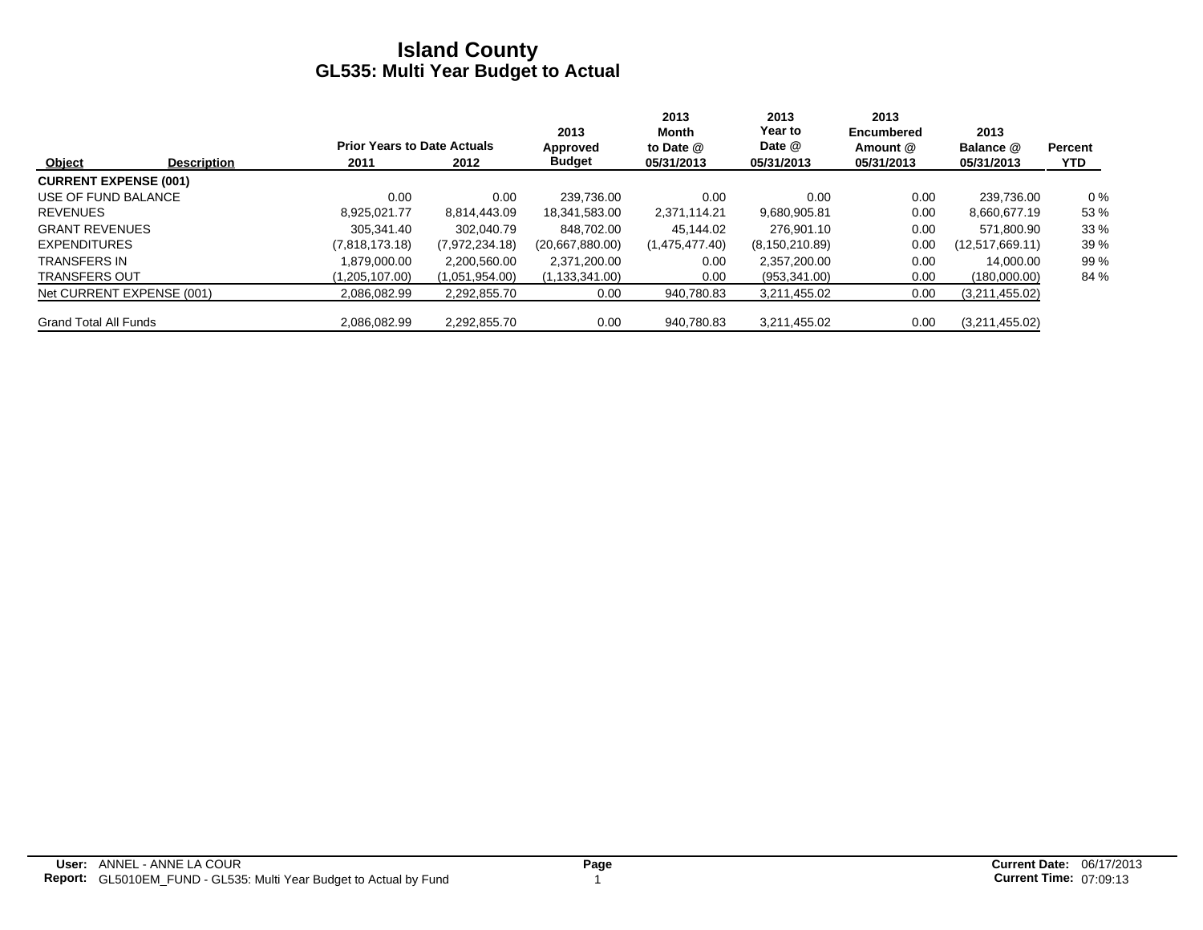# Island County
## GL535: Multi Year Budget to Actual

| Object | Description | Prior Years to Date Actuals 2011 | 2012 | 2013 Approved Budget | 2013 Month to Date @ 05/31/2013 | 2013 Year to Date @ 05/31/2013 | 2013 Encumbered Amount @ 05/31/2013 | 2013 Balance @ 05/31/2013 | Percent YTD |
|---|---|---|---|---|---|---|---|---|---|
| **CURRENT EXPENSE (001)** | | | | | | | | | |
| USE OF FUND BALANCE | | 0.00 | 0.00 | 239,736.00 | 0.00 | 0.00 | 0.00 | 239,736.00 | 0 % |
| REVENUES | | 8,925,021.77 | 8,814,443.09 | 18,341,583.00 | 2,371,114.21 | 9,680,905.81 | 0.00 | 8,660,677.19 | 53 % |
| GRANT REVENUES | | 305,341.40 | 302,040.79 | 848,702.00 | 45,144.02 | 276,901.10 | 0.00 | 571,800.90 | 33 % |
| EXPENDITURES | | (7,818,173.18) | (7,972,234.18) | (20,667,880.00) | (1,475,477.40) | (8,150,210.89) | 0.00 | (12,517,669.11) | 39 % |
| TRANSFERS IN | | 1,879,000.00 | 2,200,560.00 | 2,371,200.00 | 0.00 | 2,357,200.00 | 0.00 | 14,000.00 | 99 % |
| TRANSFERS OUT | | (1,205,107.00) | (1,051,954.00) | (1,133,341.00) | 0.00 | (953,341.00) | 0.00 | (180,000.00) | 84 % |
| Net CURRENT EXPENSE (001) | | 2,086,082.99 | 2,292,855.70 | 0.00 | 940,780.83 | 3,211,455.02 | 0.00 | (3,211,455.02) | |
| Grand Total All Funds | | 2,086,082.99 | 2,292,855.70 | 0.00 | 940,780.83 | 3,211,455.02 | 0.00 | (3,211,455.02) | |

**User:** ANNEL - ANNE LA COUR
**Report:** GL5010EM_FUND - GL535: Multi Year Budget to Actual by Fund
**Current Date:** 06/17/2013
**Current Time:** 07:09:13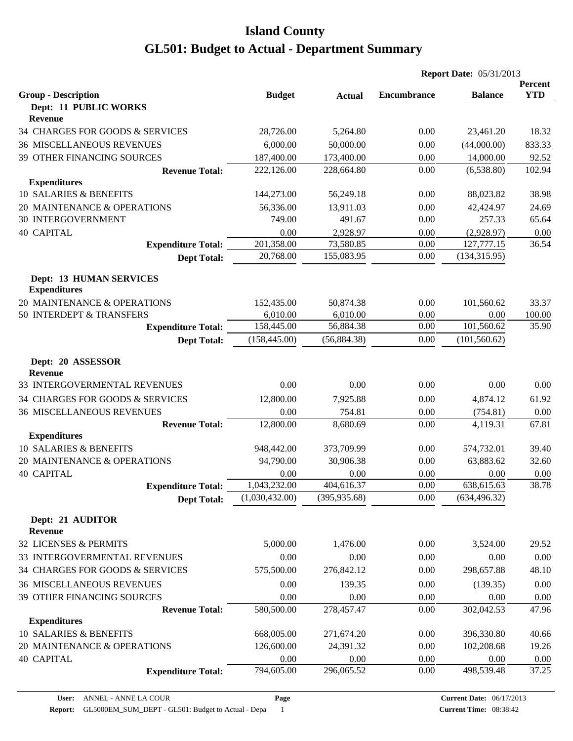# Island County

# GL501: Budget to Actual - Department Summary

**Report Date:** 05/31/2013

| Group - Description | Budget | Actual | Encumbrance | Balance | Percent YTD |
|---|---|---|---|---|---|
| **Dept: 11 PUBLIC WORKS** | | | | | |
| **Revenue** | | | | | |
| 34 CHARGES FOR GOODS & SERVICES | 28,726.00 | 5,264.80 | 0.00 | 23,461.20 | 18.32 |
| 36 MISCELLANEOUS REVENUES | 6,000.00 | 50,000.00 | 0.00 | (44,000.00) | 833.33 |
| 39 OTHER FINANCING SOURCES | 187,400.00 | 173,400.00 | 0.00 | 14,000.00 | 92.52 |
| **Revenue Total:** | 222,126.00 | 228,664.80 | 0.00 | (6,538.80) | 102.94 |
| **Expenditures** | | | | | |
| 10 SALARIES & BENEFITS | 144,273.00 | 56,249.18 | 0.00 | 88,023.82 | 38.98 |
| 20 MAINTENANCE & OPERATIONS | 56,336.00 | 13,911.03 | 0.00 | 42,424.97 | 24.69 |
| 30 INTERGOVERNMENT | 749.00 | 491.67 | 0.00 | 257.33 | 65.64 |
| 40 CAPITAL | 0.00 | 2,928.97 | 0.00 | (2,928.97) | 0.00 |
| **Expenditure Total:** | 201,358.00 | 73,580.85 | 0.00 | 127,777.15 | 36.54 |
| **Dept Total:** | 20,768.00 | 155,083.95 | 0.00 | (134,315.95) | |
| **Dept: 13 HUMAN SERVICES** | | | | | |
| **Expenditures** | | | | | |
| 20 MAINTENANCE & OPERATIONS | 152,435.00 | 50,874.38 | 0.00 | 101,560.62 | 33.37 |
| 50 INTERDEPT & TRANSFERS | 6,010.00 | 6,010.00 | 0.00 | 0.00 | 100.00 |
| **Expenditure Total:** | 158,445.00 | 56,884.38 | 0.00 | 101,560.62 | 35.90 |
| **Dept Total:** | (158,445.00) | (56,884.38) | 0.00 | (101,560.62) | |
| **Dept: 20 ASSESSOR** | | | | | |
| **Revenue** | | | | | |
| 33 INTERGOVERMENTAL REVENUES | 0.00 | 0.00 | 0.00 | 0.00 | 0.00 |
| 34 CHARGES FOR GOODS & SERVICES | 12,800.00 | 7,925.88 | 0.00 | 4,874.12 | 61.92 |
| 36 MISCELLANEOUS REVENUES | 0.00 | 754.81 | 0.00 | (754.81) | 0.00 |
| **Revenue Total:** | 12,800.00 | 8,680.69 | 0.00 | 4,119.31 | 67.81 |
| **Expenditures** | | | | | |
| 10 SALARIES & BENEFITS | 948,442.00 | 373,709.99 | 0.00 | 574,732.01 | 39.40 |
| 20 MAINTENANCE & OPERATIONS | 94,790.00 | 30,906.38 | 0.00 | 63,883.62 | 32.60 |
| 40 CAPITAL | 0.00 | 0.00 | 0.00 | 0.00 | 0.00 |
| **Expenditure Total:** | 1,043,232.00 | 404,616.37 | 0.00 | 638,615.63 | 38.78 |
| **Dept Total:** | (1,030,432.00) | (395,935.68) | 0.00 | (634,496.32) | |
| **Dept: 21 AUDITOR** | | | | | |
| **Revenue** | | | | | |
| 32 LICENSES & PERMITS | 5,000.00 | 1,476.00 | 0.00 | 3,524.00 | 29.52 |
| 33 INTERGOVERMENTAL REVENUES | 0.00 | 0.00 | 0.00 | 0.00 | 0.00 |
| 34 CHARGES FOR GOODS & SERVICES | 575,500.00 | 276,842.12 | 0.00 | 298,657.88 | 48.10 |
| 36 MISCELLANEOUS REVENUES | 0.00 | 139.35 | 0.00 | (139.35) | 0.00 |
| 39 OTHER FINANCING SOURCES | 0.00 | 0.00 | 0.00 | 0.00 | 0.00 |
| **Revenue Total:** | 580,500.00 | 278,457.47 | 0.00 | 302,042.53 | 47.96 |
| **Expenditures** | | | | | |
| 10 SALARIES & BENEFITS | 668,005.00 | 271,674.20 | 0.00 | 396,330.80 | 40.66 |
| 20 MAINTENANCE & OPERATIONS | 126,600.00 | 24,391.32 | 0.00 | 102,208.68 | 19.26 |
| 40 CAPITAL | 0.00 | 0.00 | 0.00 | 0.00 | 0.00 |
| **Expenditure Total:** | 794,605.00 | 296,065.52 | 0.00 | 498,539.48 | 37.25 |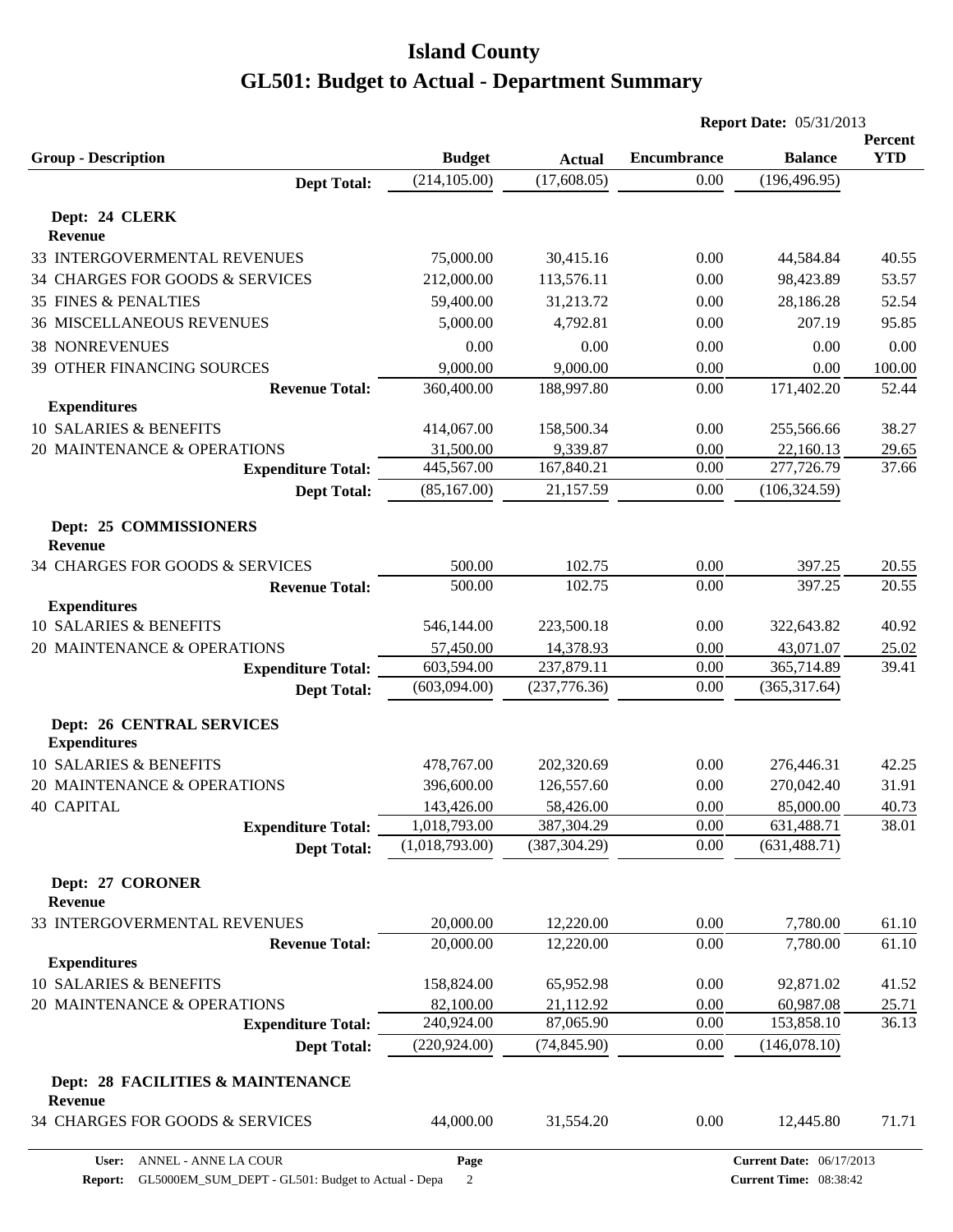# Island County
# GL501: Budget to Actual - Department Summary

**Report Date:** 05/31/2013

| Group - Description | Budget | Actual | Encumbrance | Balance | Percent YTD |
|---|---|---|---|---|---|
| **Dept Total:** | (214,105.00) | (17,608.05) | 0.00 | (196,496.95) | |
| **Dept: 24 CLERK** | | | | | |
| **Revenue** | | | | | |
| 33 INTERGOVERMENTAL REVENUES | 75,000.00 | 30,415.16 | 0.00 | 44,584.84 | 40.55 |
| 34 CHARGES FOR GOODS & SERVICES | 212,000.00 | 113,576.11 | 0.00 | 98,423.89 | 53.57 |
| 35 FINES & PENALTIES | 59,400.00 | 31,213.72 | 0.00 | 28,186.28 | 52.54 |
| 36 MISCELLANEOUS REVENUES | 5,000.00 | 4,792.81 | 0.00 | 207.19 | 95.85 |
| 38 NONREVENUES | 0.00 | 0.00 | 0.00 | 0.00 | 0.00 |
| 39 OTHER FINANCING SOURCES | 9,000.00 | 9,000.00 | 0.00 | 0.00 | 100.00 |
| **Revenue Total:** | 360,400.00 | 188,997.80 | 0.00 | 171,402.20 | 52.44 |
| **Expenditures** | | | | | |
| 10 SALARIES & BENEFITS | 414,067.00 | 158,500.34 | 0.00 | 255,566.66 | 38.27 |
| 20 MAINTENANCE & OPERATIONS | 31,500.00 | 9,339.87 | 0.00 | 22,160.13 | 29.65 |
| **Expenditure Total:** | 445,567.00 | 167,840.21 | 0.00 | 277,726.79 | 37.66 |
| **Dept Total:** | (85,167.00) | 21,157.59 | 0.00 | (106,324.59) | |
| **Dept: 25 COMMISSIONERS** | | | | | |
| **Revenue** | | | | | |
| 34 CHARGES FOR GOODS & SERVICES | 500.00 | 102.75 | 0.00 | 397.25 | 20.55 |
| **Revenue Total:** | 500.00 | 102.75 | 0.00 | 397.25 | 20.55 |
| **Expenditures** | | | | | |
| 10 SALARIES & BENEFITS | 546,144.00 | 223,500.18 | 0.00 | 322,643.82 | 40.92 |
| 20 MAINTENANCE & OPERATIONS | 57,450.00 | 14,378.93 | 0.00 | 43,071.07 | 25.02 |
| **Expenditure Total:** | 603,594.00 | 237,879.11 | 0.00 | 365,714.89 | 39.41 |
| **Dept Total:** | (603,094.00) | (237,776.36) | 0.00 | (365,317.64) | |
| **Dept: 26 CENTRAL SERVICES** | | | | | |
| **Expenditures** | | | | | |
| 10 SALARIES & BENEFITS | 478,767.00 | 202,320.69 | 0.00 | 276,446.31 | 42.25 |
| 20 MAINTENANCE & OPERATIONS | 396,600.00 | 126,557.60 | 0.00 | 270,042.40 | 31.91 |
| 40 CAPITAL | 143,426.00 | 58,426.00 | 0.00 | 85,000.00 | 40.73 |
| **Expenditure Total:** | 1,018,793.00 | 387,304.29 | 0.00 | 631,488.71 | 38.01 |
| **Dept Total:** | (1,018,793.00) | (387,304.29) | 0.00 | (631,488.71) | |
| **Dept: 27 CORONER** | | | | | |
| **Revenue** | | | | | |
| 33 INTERGOVERMENTAL REVENUES | 20,000.00 | 12,220.00 | 0.00 | 7,780.00 | 61.10 |
| **Revenue Total:** | 20,000.00 | 12,220.00 | 0.00 | 7,780.00 | 61.10 |
| **Expenditures** | | | | | |
| 10 SALARIES & BENEFITS | 158,824.00 | 65,952.98 | 0.00 | 92,871.02 | 41.52 |
| 20 MAINTENANCE & OPERATIONS | 82,100.00 | 21,112.92 | 0.00 | 60,987.08 | 25.71 |
| **Expenditure Total:** | 240,924.00 | 87,065.90 | 0.00 | 153,858.10 | 36.13 |
| **Dept Total:** | (220,924.00) | (74,845.90) | 0.00 | (146,078.10) | |
| **Dept: 28 FACILITIES & MAINTENANCE** | | | | | |
| **Revenue** | | | | | |
| 34 CHARGES FOR GOODS & SERVICES | 44,000.00 | 31,554.20 | 0.00 | 12,445.80 | 71.71 |

**User:** ANNEL - ANNE LA COUR
**Report:** GL5000EM_SUM_DEPT - GL501: Budget to Actual - Depa
**Current Date:** 06/17/2013
**Current Time:** 08:38:42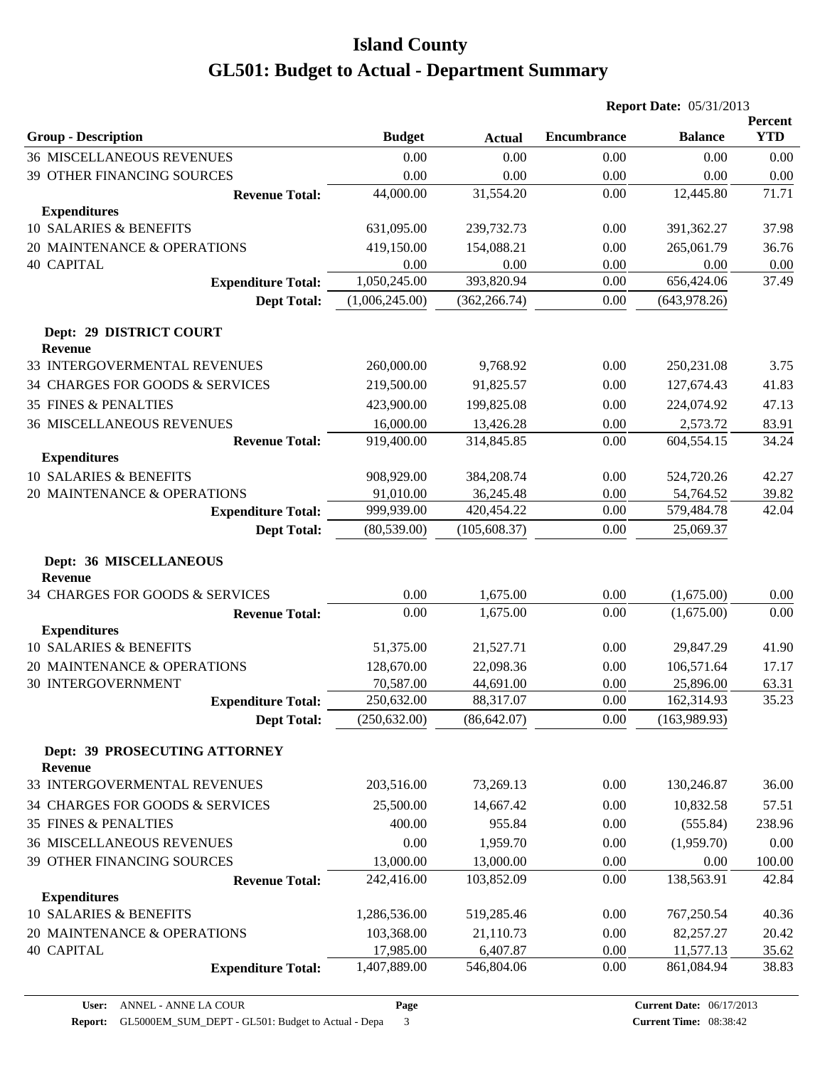# Island County

## GL501: Budget to Actual - Department Summary

**Report Date:** 05/31/2013

| Group - Description | Budget | Actual | Encumbrance | Balance | Percent YTD |
|---|---|---|---|---|---|
| 36 MISCELLANEOUS REVENUES | 0.00 | 0.00 | 0.00 | 0.00 | 0.00 |
| 39 OTHER FINANCING SOURCES | 0.00 | 0.00 | 0.00 | 0.00 | 0.00 |
| **Revenue Total:** | 44,000.00 | 31,554.20 | 0.00 | 12,445.80 | 71.71 |
| **Expenditures** | | | | | |
| 10 SALARIES & BENEFITS | 631,095.00 | 239,732.73 | 0.00 | 391,362.27 | 37.98 |
| 20 MAINTENANCE & OPERATIONS | 419,150.00 | 154,088.21 | 0.00 | 265,061.79 | 36.76 |
| 40 CAPITAL | 0.00 | 0.00 | 0.00 | 0.00 | 0.00 |
| **Expenditure Total:** | 1,050,245.00 | 393,820.94 | 0.00 | 656,424.06 | 37.49 |
| **Dept Total:** | (1,006,245.00) | (362,266.74) | 0.00 | (643,978.26) | |
| **Dept: 29 DISTRICT COURT** | | | | | |
| **Revenue** | | | | | |
| 33 INTERGOVERMENTAL REVENUES | 260,000.00 | 9,768.92 | 0.00 | 250,231.08 | 3.75 |
| 34 CHARGES FOR GOODS & SERVICES | 219,500.00 | 91,825.57 | 0.00 | 127,674.43 | 41.83 |
| 35 FINES & PENALTIES | 423,900.00 | 199,825.08 | 0.00 | 224,074.92 | 47.13 |
| 36 MISCELLANEOUS REVENUES | 16,000.00 | 13,426.28 | 0.00 | 2,573.72 | 83.91 |
| **Revenue Total:** | 919,400.00 | 314,845.85 | 0.00 | 604,554.15 | 34.24 |
| **Expenditures** | | | | | |
| 10 SALARIES & BENEFITS | 908,929.00 | 384,208.74 | 0.00 | 524,720.26 | 42.27 |
| 20 MAINTENANCE & OPERATIONS | 91,010.00 | 36,245.48 | 0.00 | 54,764.52 | 39.82 |
| **Expenditure Total:** | 999,939.00 | 420,454.22 | 0.00 | 579,484.78 | 42.04 |
| **Dept Total:** | (80,539.00) | (105,608.37) | 0.00 | 25,069.37 | |
| **Dept: 36 MISCELLANEOUS** | | | | | |
| **Revenue** | | | | | |
| 34 CHARGES FOR GOODS & SERVICES | 0.00 | 1,675.00 | 0.00 | (1,675.00) | 0.00 |
| **Revenue Total:** | 0.00 | 1,675.00 | 0.00 | (1,675.00) | 0.00 |
| **Expenditures** | | | | | |
| 10 SALARIES & BENEFITS | 51,375.00 | 21,527.71 | 0.00 | 29,847.29 | 41.90 |
| 20 MAINTENANCE & OPERATIONS | 128,670.00 | 22,098.36 | 0.00 | 106,571.64 | 17.17 |
| 30 INTERGOVERNMENT | 70,587.00 | 44,691.00 | 0.00 | 25,896.00 | 63.31 |
| **Expenditure Total:** | 250,632.00 | 88,317.07 | 0.00 | 162,314.93 | 35.23 |
| **Dept Total:** | (250,632.00) | (86,642.07) | 0.00 | (163,989.93) | |
| **Dept: 39 PROSECUTING ATTORNEY** | | | | | |
| **Revenue** | | | | | |
| 33 INTERGOVERMENTAL REVENUES | 203,516.00 | 73,269.13 | 0.00 | 130,246.87 | 36.00 |
| 34 CHARGES FOR GOODS & SERVICES | 25,500.00 | 14,667.42 | 0.00 | 10,832.58 | 57.51 |
| 35 FINES & PENALTIES | 400.00 | 955.84 | 0.00 | (555.84) | 238.96 |
| 36 MISCELLANEOUS REVENUES | 0.00 | 1,959.70 | 0.00 | (1,959.70) | 0.00 |
| 39 OTHER FINANCING SOURCES | 13,000.00 | 13,000.00 | 0.00 | 0.00 | 100.00 |
| **Revenue Total:** | 242,416.00 | 103,852.09 | 0.00 | 138,563.91 | 42.84 |
| **Expenditures** | | | | | |
| 10 SALARIES & BENEFITS | 1,286,536.00 | 519,285.46 | 0.00 | 767,250.54 | 40.36 |
| 20 MAINTENANCE & OPERATIONS | 103,368.00 | 21,110.73 | 0.00 | 82,257.27 | 20.42 |
| 40 CAPITAL | 17,985.00 | 6,407.87 | 0.00 | 11,577.13 | 35.62 |
| **Expenditure Total:** | 1,407,889.00 | 546,804.06 | 0.00 | 861,084.94 | 38.83 |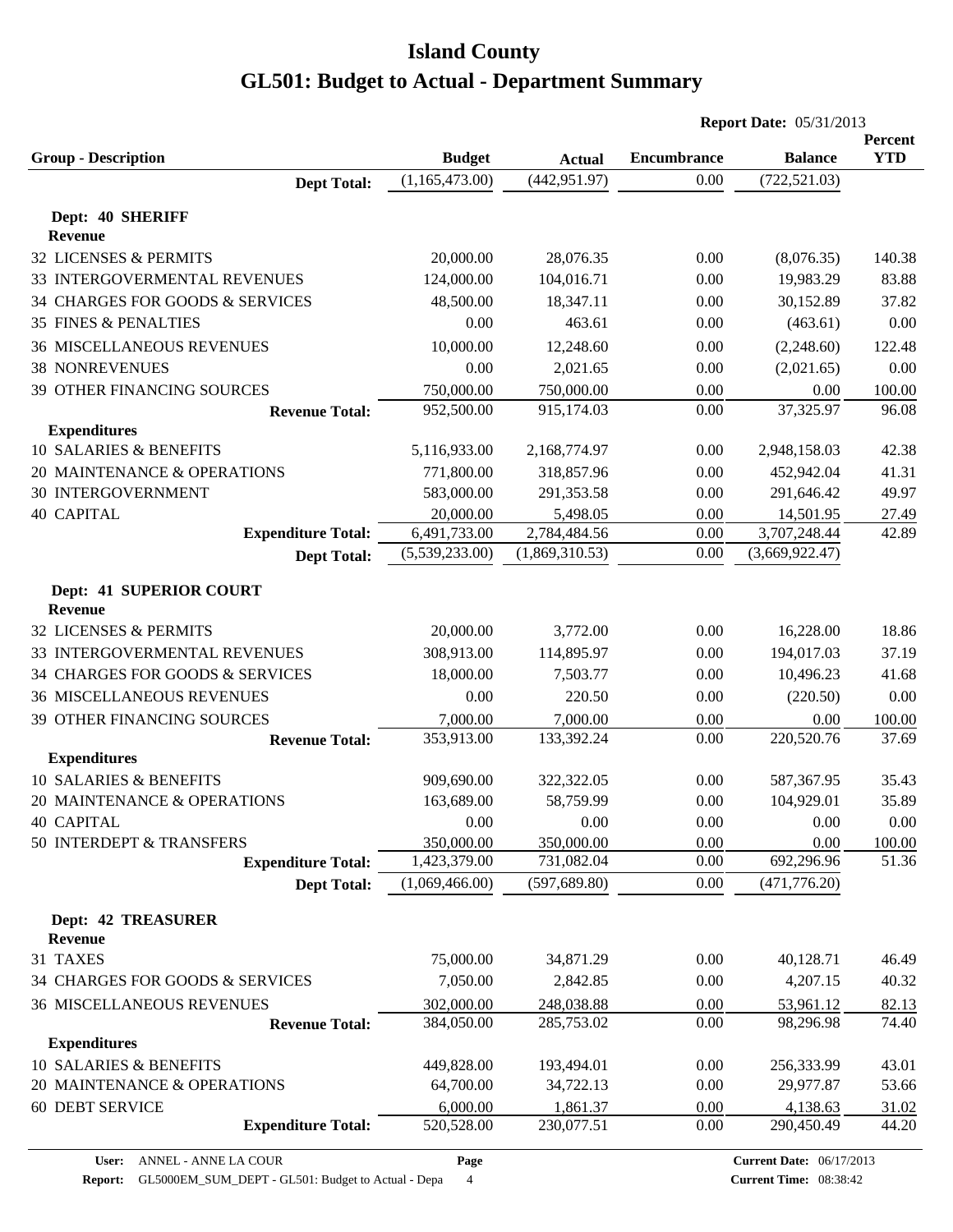# Island County

# GL501: Budget to Actual - Department Summary

**Report Date:** 05/31/2013

| Group - Description | Budget | Actual | Encumbrance | Balance | Percent YTD |
|---|---|---|---|---|---|
| **Dept Total:** | (1,165,473.00) | (442,951.97) | 0.00 | (722,521.03) | |
| **Dept: 40 SHERIFF** | | | | | |
| **Revenue** | | | | | |
| 32 LICENSES & PERMITS | 20,000.00 | 28,076.35 | 0.00 | (8,076.35) | 140.38 |
| 33 INTERGOVERMENTAL REVENUES | 124,000.00 | 104,016.71 | 0.00 | 19,983.29 | 83.88 |
| 34 CHARGES FOR GOODS & SERVICES | 48,500.00 | 18,347.11 | 0.00 | 30,152.89 | 37.82 |
| 35 FINES & PENALTIES | 0.00 | 463.61 | 0.00 | (463.61) | 0.00 |
| 36 MISCELLANEOUS REVENUES | 10,000.00 | 12,248.60 | 0.00 | (2,248.60) | 122.48 |
| 38 NONREVENUES | 0.00 | 2,021.65 | 0.00 | (2,021.65) | 0.00 |
| 39 OTHER FINANCING SOURCES | 750,000.00 | 750,000.00 | 0.00 | 0.00 | 100.00 |
| **Revenue Total:** | 952,500.00 | 915,174.03 | 0.00 | 37,325.97 | 96.08 |
| **Expenditures** | | | | | |
| 10 SALARIES & BENEFITS | 5,116,933.00 | 2,168,774.97 | 0.00 | 2,948,158.03 | 42.38 |
| 20 MAINTENANCE & OPERATIONS | 771,800.00 | 318,857.96 | 0.00 | 452,942.04 | 41.31 |
| 30 INTERGOVERNMENT | 583,000.00 | 291,353.58 | 0.00 | 291,646.42 | 49.97 |
| 40 CAPITAL | 20,000.00 | 5,498.05 | 0.00 | 14,501.95 | 27.49 |
| **Expenditure Total:** | 6,491,733.00 | 2,784,484.56 | 0.00 | 3,707,248.44 | 42.89 |
| **Dept Total:** | (5,539,233.00) | (1,869,310.53) | 0.00 | (3,669,922.47) | |
| **Dept: 41 SUPERIOR COURT** | | | | | |
| **Revenue** | | | | | |
| 32 LICENSES & PERMITS | 20,000.00 | 3,772.00 | 0.00 | 16,228.00 | 18.86 |
| 33 INTERGOVERMENTAL REVENUES | 308,913.00 | 114,895.97 | 0.00 | 194,017.03 | 37.19 |
| 34 CHARGES FOR GOODS & SERVICES | 18,000.00 | 7,503.77 | 0.00 | 10,496.23 | 41.68 |
| 36 MISCELLANEOUS REVENUES | 0.00 | 220.50 | 0.00 | (220.50) | 0.00 |
| 39 OTHER FINANCING SOURCES | 7,000.00 | 7,000.00 | 0.00 | 0.00 | 100.00 |
| **Revenue Total:** | 353,913.00 | 133,392.24 | 0.00 | 220,520.76 | 37.69 |
| **Expenditures** | | | | | |
| 10 SALARIES & BENEFITS | 909,690.00 | 322,322.05 | 0.00 | 587,367.95 | 35.43 |
| 20 MAINTENANCE & OPERATIONS | 163,689.00 | 58,759.99 | 0.00 | 104,929.01 | 35.89 |
| 40 CAPITAL | 0.00 | 0.00 | 0.00 | 0.00 | 0.00 |
| 50 INTERDEPT & TRANSFERS | 350,000.00 | 350,000.00 | 0.00 | 0.00 | 100.00 |
| **Expenditure Total:** | 1,423,379.00 | 731,082.04 | 0.00 | 692,296.96 | 51.36 |
| **Dept Total:** | (1,069,466.00) | (597,689.80) | 0.00 | (471,776.20) | |
| **Dept: 42 TREASURER** | | | | | |
| **Revenue** | | | | | |
| 31 TAXES | 75,000.00 | 34,871.29 | 0.00 | 40,128.71 | 46.49 |
| 34 CHARGES FOR GOODS & SERVICES | 7,050.00 | 2,842.85 | 0.00 | 4,207.15 | 40.32 |
| 36 MISCELLANEOUS REVENUES | 302,000.00 | 248,038.88 | 0.00 | 53,961.12 | 82.13 |
| **Revenue Total:** | 384,050.00 | 285,753.02 | 0.00 | 98,296.98 | 74.40 |
| **Expenditures** | | | | | |
| 10 SALARIES & BENEFITS | 449,828.00 | 193,494.01 | 0.00 | 256,333.99 | 43.01 |
| 20 MAINTENANCE & OPERATIONS | 64,700.00 | 34,722.13 | 0.00 | 29,977.87 | 53.66 |
| 60 DEBT SERVICE | 6,000.00 | 1,861.37 | 0.00 | 4,138.63 | 31.02 |
| **Expenditure Total:** | 520,528.00 | 230,077.51 | 0.00 | 290,450.49 | 44.20 |

**User:** ANNEL - ANNE LA COUR
**Report:** GL5000EM_SUM_DEPT - GL501: Budget to Actual - Depa
**Current Date:** 06/17/2013
**Current Time:** 08:38:42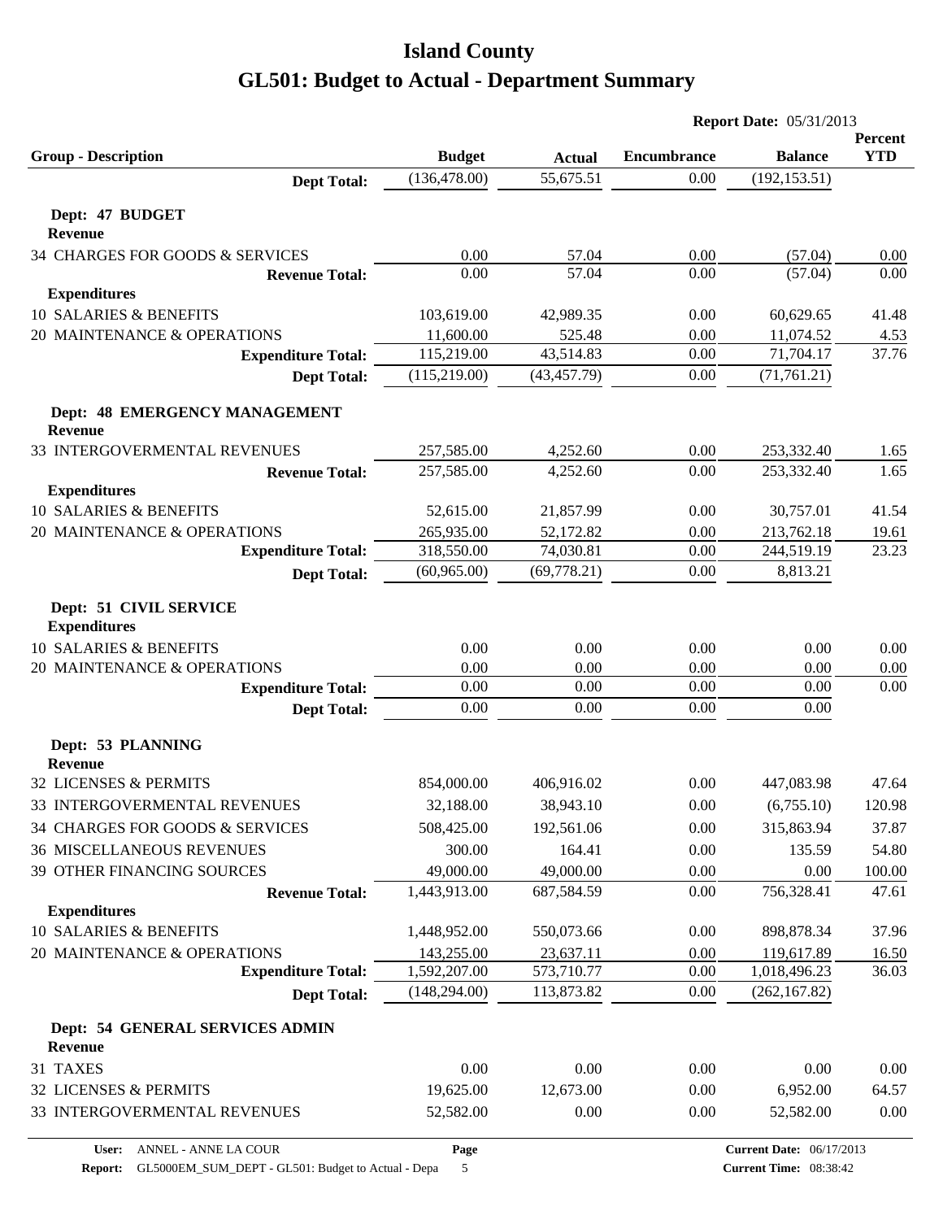# Island County

# GL501: Budget to Actual - Department Summary

**Report Date:** 05/31/2013

| Group - Description | Budget | Actual | Encumbrance | Balance | Percent YTD |
|---|---|---|---|---|---|
| **Dept Total:** | (136,478.00) | 55,675.51 | 0.00 | (192,153.51) | |
| **Dept: 47 BUDGET** | | | | | |
| **Revenue** | | | | | |
| 34 CHARGES FOR GOODS & SERVICES | 0.00 | 57.04 | 0.00 | (57.04) | 0.00 |
| **Revenue Total:** | 0.00 | 57.04 | 0.00 | (57.04) | 0.00 |
| **Expenditures** | | | | | |
| 10 SALARIES & BENEFITS | 103,619.00 | 42,989.35 | 0.00 | 60,629.65 | 41.48 |
| 20 MAINTENANCE & OPERATIONS | 11,600.00 | 525.48 | 0.00 | 11,074.52 | 4.53 |
| **Expenditure Total:** | 115,219.00 | 43,514.83 | 0.00 | 71,704.17 | 37.76 |
| **Dept Total:** | (115,219.00) | (43,457.79) | 0.00 | (71,761.21) | |
| **Dept: 48 EMERGENCY MANAGEMENT** | | | | | |
| **Revenue** | | | | | |
| 33 INTERGOVERMENTAL REVENUES | 257,585.00 | 4,252.60 | 0.00 | 253,332.40 | 1.65 |
| **Revenue Total:** | 257,585.00 | 4,252.60 | 0.00 | 253,332.40 | 1.65 |
| **Expenditures** | | | | | |
| 10 SALARIES & BENEFITS | 52,615.00 | 21,857.99 | 0.00 | 30,757.01 | 41.54 |
| 20 MAINTENANCE & OPERATIONS | 265,935.00 | 52,172.82 | 0.00 | 213,762.18 | 19.61 |
| **Expenditure Total:** | 318,550.00 | 74,030.81 | 0.00 | 244,519.19 | 23.23 |
| **Dept Total:** | (60,965.00) | (69,778.21) | 0.00 | 8,813.21 | |
| **Dept: 51 CIVIL SERVICE** | | | | | |
| **Expenditures** | | | | | |
| 10 SALARIES & BENEFITS | 0.00 | 0.00 | 0.00 | 0.00 | 0.00 |
| 20 MAINTENANCE & OPERATIONS | 0.00 | 0.00 | 0.00 | 0.00 | 0.00 |
| **Expenditure Total:** | 0.00 | 0.00 | 0.00 | 0.00 | 0.00 |
| **Dept Total:** | 0.00 | 0.00 | 0.00 | 0.00 | |
| **Dept: 53 PLANNING** | | | | | |
| **Revenue** | | | | | |
| 32 LICENSES & PERMITS | 854,000.00 | 406,916.02 | 0.00 | 447,083.98 | 47.64 |
| 33 INTERGOVERMENTAL REVENUES | 32,188.00 | 38,943.10 | 0.00 | (6,755.10) | 120.98 |
| 34 CHARGES FOR GOODS & SERVICES | 508,425.00 | 192,561.06 | 0.00 | 315,863.94 | 37.87 |
| 36 MISCELLANEOUS REVENUES | 300.00 | 164.41 | 0.00 | 135.59 | 54.80 |
| 39 OTHER FINANCING SOURCES | 49,000.00 | 49,000.00 | 0.00 | 0.00 | 100.00 |
| **Revenue Total:** | 1,443,913.00 | 687,584.59 | 0.00 | 756,328.41 | 47.61 |
| **Expenditures** | | | | | |
| 10 SALARIES & BENEFITS | 1,448,952.00 | 550,073.66 | 0.00 | 898,878.34 | 37.96 |
| 20 MAINTENANCE & OPERATIONS | 143,255.00 | 23,637.11 | 0.00 | 119,617.89 | 16.50 |
| **Expenditure Total:** | 1,592,207.00 | 573,710.77 | 0.00 | 1,018,496.23 | 36.03 |
| **Dept Total:** | (148,294.00) | 113,873.82 | 0.00 | (262,167.82) | |
| **Dept: 54 GENERAL SERVICES ADMIN** | | | | | |
| **Revenue** | | | | | |
| 31 TAXES | 0.00 | 0.00 | 0.00 | 0.00 | 0.00 |
| 32 LICENSES & PERMITS | 19,625.00 | 12,673.00 | 0.00 | 6,952.00 | 64.57 |
| 33 INTERGOVERMENTAL REVENUES | 52,582.00 | 0.00 | 0.00 | 52,582.00 | 0.00 |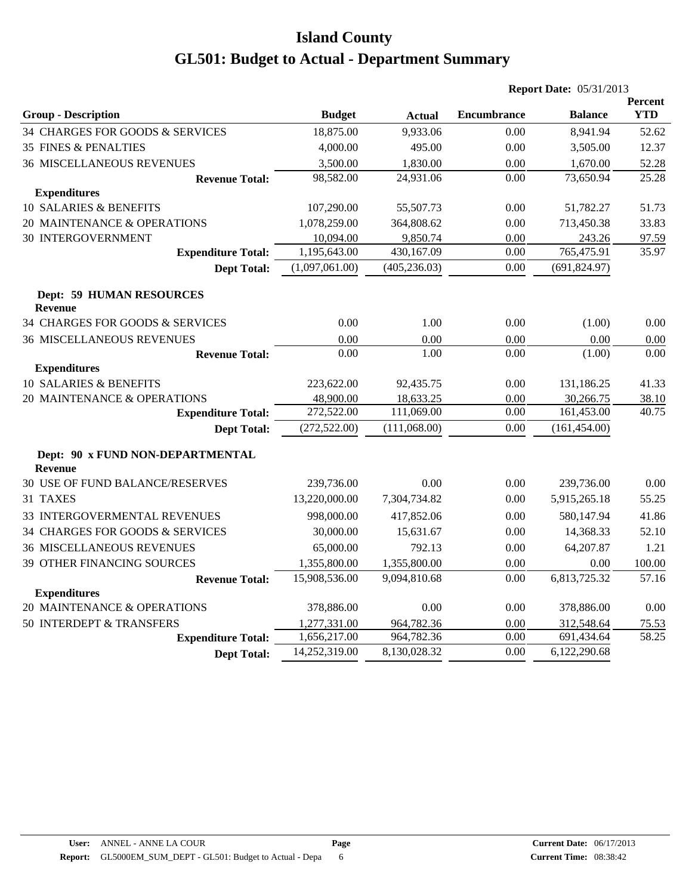# Island County

# GL501: Budget to Actual - Department Summary

**Report Date:** 05/31/2013

| Group - Description | Budget | Actual | Encumbrance | Balance | Percent YTD |
|---|---|---|---|---|---|
| 34 CHARGES FOR GOODS & SERVICES | 18,875.00 | 9,933.06 | 0.00 | 8,941.94 | 52.62 |
| 35 FINES & PENALTIES | 4,000.00 | 495.00 | 0.00 | 3,505.00 | 12.37 |
| 36 MISCELLANEOUS REVENUES | 3,500.00 | 1,830.00 | 0.00 | 1,670.00 | 52.28 |
| **Revenue Total:** | 98,582.00 | 24,931.06 | 0.00 | 73,650.94 | 25.28 |
| **Expenditures** | | | | | |
| 10 SALARIES & BENEFITS | 107,290.00 | 55,507.73 | 0.00 | 51,782.27 | 51.73 |
| 20 MAINTENANCE & OPERATIONS | 1,078,259.00 | 364,808.62 | 0.00 | 713,450.38 | 33.83 |
| 30 INTERGOVERNMENT | 10,094.00 | 9,850.74 | 0.00 | 243.26 | 97.59 |
| **Expenditure Total:** | 1,195,643.00 | 430,167.09 | 0.00 | 765,475.91 | 35.97 |
| **Dept Total:** | (1,097,061.00) | (405,236.03) | 0.00 | (691,824.97) | |
| **Dept: 59 HUMAN RESOURCES** | | | | | |
| **Revenue** | | | | | |
| 34 CHARGES FOR GOODS & SERVICES | 0.00 | 1.00 | 0.00 | (1.00) | 0.00 |
| 36 MISCELLANEOUS REVENUES | 0.00 | 0.00 | 0.00 | 0.00 | 0.00 |
| **Revenue Total:** | 0.00 | 1.00 | 0.00 | (1.00) | 0.00 |
| **Expenditures** | | | | | |
| 10 SALARIES & BENEFITS | 223,622.00 | 92,435.75 | 0.00 | 131,186.25 | 41.33 |
| 20 MAINTENANCE & OPERATIONS | 48,900.00 | 18,633.25 | 0.00 | 30,266.75 | 38.10 |
| **Expenditure Total:** | 272,522.00 | 111,069.00 | 0.00 | 161,453.00 | 40.75 |
| **Dept Total:** | (272,522.00) | (111,068.00) | 0.00 | (161,454.00) | |
| **Dept: 90 x FUND NON-DEPARTMENTAL** | | | | | |
| **Revenue** | | | | | |
| 30 USE OF FUND BALANCE/RESERVES | 239,736.00 | 0.00 | 0.00 | 239,736.00 | 0.00 |
| 31 TAXES | 13,220,000.00 | 7,304,734.82 | 0.00 | 5,915,265.18 | 55.25 |
| 33 INTERGOVERMENTAL REVENUES | 998,000.00 | 417,852.06 | 0.00 | 580,147.94 | 41.86 |
| 34 CHARGES FOR GOODS & SERVICES | 30,000.00 | 15,631.67 | 0.00 | 14,368.33 | 52.10 |
| 36 MISCELLANEOUS REVENUES | 65,000.00 | 792.13 | 0.00 | 64,207.87 | 1.21 |
| 39 OTHER FINANCING SOURCES | 1,355,800.00 | 1,355,800.00 | 0.00 | 0.00 | 100.00 |
| **Revenue Total:** | 15,908,536.00 | 9,094,810.68 | 0.00 | 6,813,725.32 | 57.16 |
| **Expenditures** | | | | | |
| 20 MAINTENANCE & OPERATIONS | 378,886.00 | 0.00 | 0.00 | 378,886.00 | 0.00 |
| 50 INTERDEPT & TRANSFERS | 1,277,331.00 | 964,782.36 | 0.00 | 312,548.64 | 75.53 |
| **Expenditure Total:** | 1,656,217.00 | 964,782.36 | 0.00 | 691,434.64 | 58.25 |
| **Dept Total:** | 14,252,319.00 | 8,130,028.32 | 0.00 | 6,122,290.68 | |

**User:** ANNEL - ANNE LA COUR
**Report:** GL5000EM_SUM_DEPT - GL501: Budget to Actual - Depa
**Current Date:** 06/17/2013
**Current Time:** 08:38:42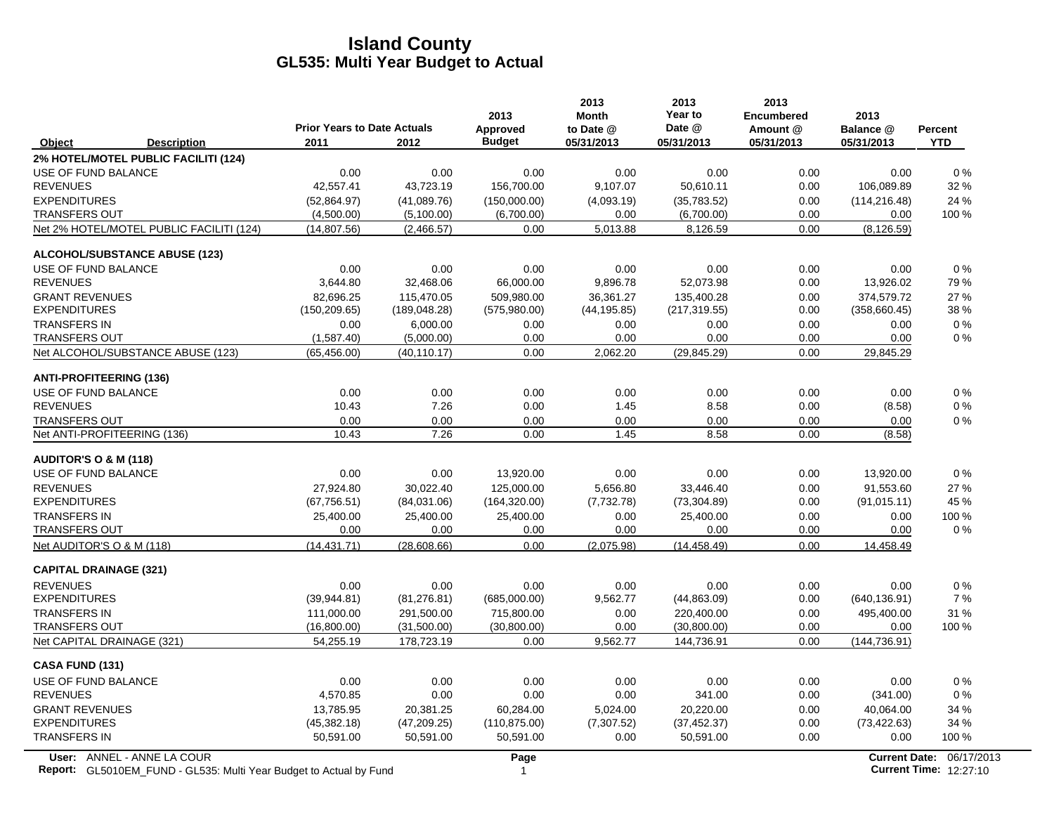# Island County
## GL535: Multi Year Budget to Actual

| Object | Description | Prior Years to Date Actuals 2011 | 2012 | 2013 Approved Budget | 2013 Month to Date @ 05/31/2013 | 2013 Year to Date @ 05/31/2013 | 2013 Encumbered Amount @ 05/31/2013 | 2013 Balance @ 05/31/2013 | Percent YTD |
|---|---|---|---|---|---|---|---|---|---|
| **2% HOTEL/MOTEL PUBLIC FACILITI (124)** | | | | | | | | | |
| USE OF FUND BALANCE | | 0.00 | 0.00 | 0.00 | 0.00 | 0.00 | 0.00 | 0.00 | 0 % |
| REVENUES | | 42,557.41 | 43,723.19 | 156,700.00 | 9,107.07 | 50,610.11 | 0.00 | 106,089.89 | 32 % |
| EXPENDITURES | | (52,864.97) | (41,089.76) | (150,000.00) | (4,093.19) | (35,783.52) | 0.00 | (114,216.48) | 24 % |
| TRANSFERS OUT | | (4,500.00) | (5,100.00) | (6,700.00) | 0.00 | (6,700.00) | 0.00 | 0.00 | 100 % |
| Net 2% HOTEL/MOTEL PUBLIC FACILITI (124) | | (14,807.56) | (2,466.57) | 0.00 | 5,013.88 | 8,126.59 | 0.00 | (8,126.59) | |
| **ALCOHOL/SUBSTANCE ABUSE (123)** | | | | | | | | | |
| USE OF FUND BALANCE | | 0.00 | 0.00 | 0.00 | 0.00 | 0.00 | 0.00 | 0.00 | 0 % |
| REVENUES | | 3,644.80 | 32,468.06 | 66,000.00 | 9,896.78 | 52,073.98 | 0.00 | 13,926.02 | 79 % |
| GRANT REVENUES | | 82,696.25 | 115,470.05 | 509,980.00 | 36,361.27 | 135,400.28 | 0.00 | 374,579.72 | 27 % |
| EXPENDITURES | | (150,209.65) | (189,048.28) | (575,980.00) | (44,195.85) | (217,319.55) | 0.00 | (358,660.45) | 38 % |
| TRANSFERS IN | | 0.00 | 6,000.00 | 0.00 | 0.00 | 0.00 | 0.00 | 0.00 | 0 % |
| TRANSFERS OUT | | (1,587.40) | (5,000.00) | 0.00 | 0.00 | 0.00 | 0.00 | 0.00 | 0 % |
| Net ALCOHOL/SUBSTANCE ABUSE (123) | | (65,456.00) | (40,110.17) | 0.00 | 2,062.20 | (29,845.29) | 0.00 | 29,845.29 | |
| **ANTI-PROFITEERING (136)** | | | | | | | | | |
| USE OF FUND BALANCE | | 0.00 | 0.00 | 0.00 | 0.00 | 0.00 | 0.00 | 0.00 | 0 % |
| REVENUES | | 10.43 | 7.26 | 0.00 | 1.45 | 8.58 | 0.00 | (8.58) | 0 % |
| TRANSFERS OUT | | 0.00 | 0.00 | 0.00 | 0.00 | 0.00 | 0.00 | 0.00 | 0 % |
| Net ANTI-PROFITEERING (136) | | 10.43 | 7.26 | 0.00 | 1.45 | 8.58 | 0.00 | (8.58) | |
| **AUDITOR'S O & M (118)** | | | | | | | | | |
| USE OF FUND BALANCE | | 0.00 | 0.00 | 13,920.00 | 0.00 | 0.00 | 0.00 | 13,920.00 | 0 % |
| REVENUES | | 27,924.80 | 30,022.40 | 125,000.00 | 5,656.80 | 33,446.40 | 0.00 | 91,553.60 | 27 % |
| EXPENDITURES | | (67,756.51) | (84,031.06) | (164,320.00) | (7,732.78) | (73,304.89) | 0.00 | (91,015.11) | 45 % |
| TRANSFERS IN | | 25,400.00 | 25,400.00 | 25,400.00 | 0.00 | 25,400.00 | 0.00 | 0.00 | 100 % |
| TRANSFERS OUT | | 0.00 | 0.00 | 0.00 | 0.00 | 0.00 | 0.00 | 0.00 | 0 % |
| Net AUDITOR'S O & M (118) | | (14,431.71) | (28,608.66) | 0.00 | (2,075.98) | (14,458.49) | 0.00 | 14,458.49 | |
| **CAPITAL DRAINAGE (321)** | | | | | | | | | |
| REVENUES | | 0.00 | 0.00 | 0.00 | 0.00 | 0.00 | 0.00 | 0.00 | 0 % |
| EXPENDITURES | | (39,944.81) | (81,276.81) | (685,000.00) | 9,562.77 | (44,863.09) | 0.00 | (640,136.91) | 7 % |
| TRANSFERS IN | | 111,000.00 | 291,500.00 | 715,800.00 | 0.00 | 220,400.00 | 0.00 | 495,400.00 | 31 % |
| TRANSFERS OUT | | (16,800.00) | (31,500.00) | (30,800.00) | 0.00 | (30,800.00) | 0.00 | 0.00 | 100 % |
| Net CAPITAL DRAINAGE (321) | | 54,255.19 | 178,723.19 | 0.00 | 9,562.77 | 144,736.91 | 0.00 | (144,736.91) | |
| **CASA FUND (131)** | | | | | | | | | |
| USE OF FUND BALANCE | | 0.00 | 0.00 | 0.00 | 0.00 | 0.00 | 0.00 | 0.00 | 0 % |
| REVENUES | | 4,570.85 | 0.00 | 0.00 | 0.00 | 341.00 | 0.00 | (341.00) | 0 % |
| GRANT REVENUES | | 13,785.95 | 20,381.25 | 60,284.00 | 5,024.00 | 20,220.00 | 0.00 | 40,064.00 | 34 % |
| EXPENDITURES | | (45,382.18) | (47,209.25) | (110,875.00) | (7,307.52) | (37,452.37) | 0.00 | (73,422.63) | 34 % |
| TRANSFERS IN | | 50,591.00 | 50,591.00 | 50,591.00 | 0.00 | 50,591.00 | 0.00 | 0.00 | 100 % |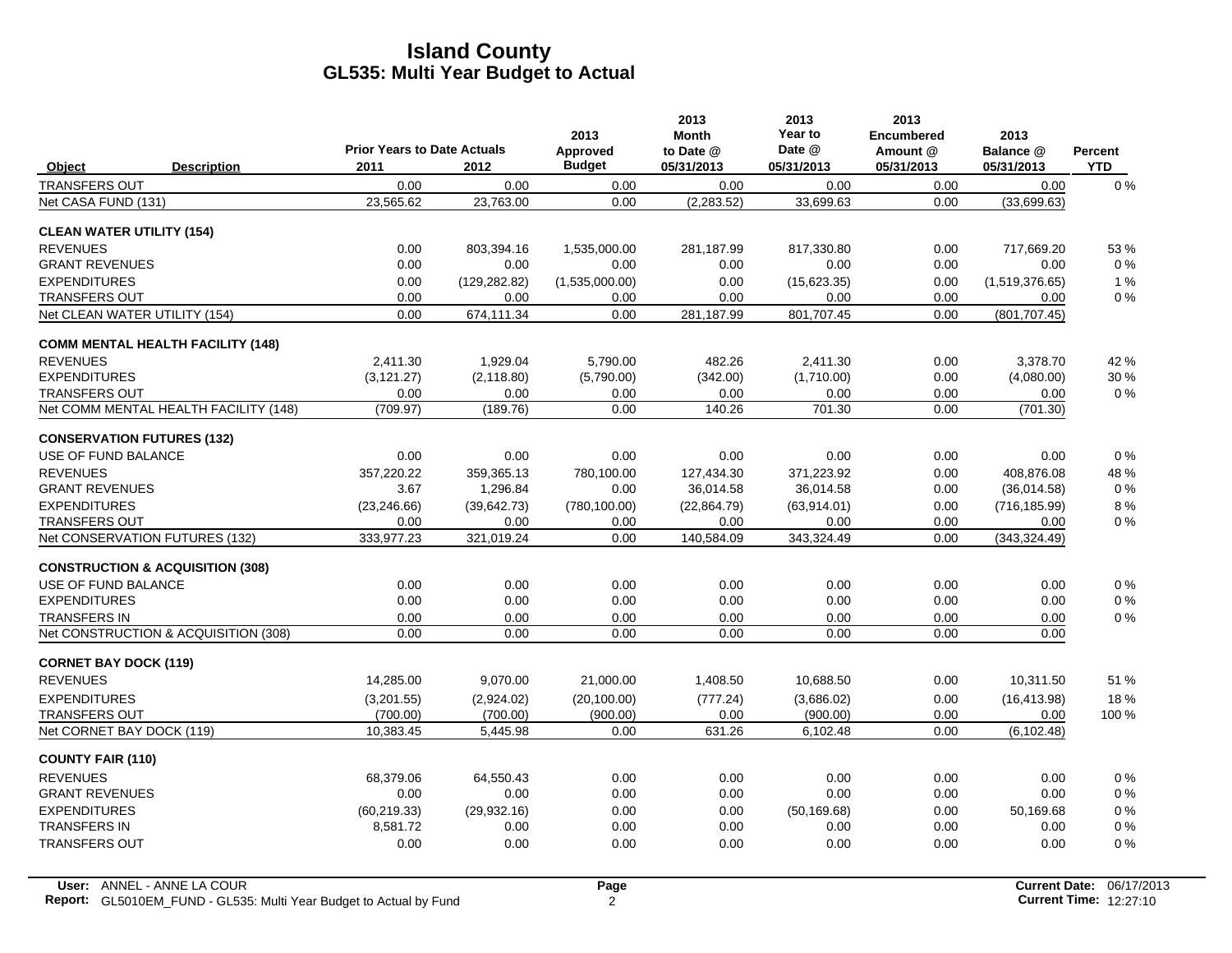# Island County
## GL535: Multi Year Budget to Actual

| Object | Description | Prior Years to Date Actuals 2011 | 2012 | 2013 Approved Budget | 2013 Month to Date @ 05/31/2013 | 2013 Year to Date @ 05/31/2013 | 2013 Encumbered Amount @ 05/31/2013 | 2013 Balance @ 05/31/2013 | Percent YTD |
|---|---|---|---|---|---|---|---|---|---|
| TRANSFERS OUT | | 0.00 | 0.00 | 0.00 | 0.00 | 0.00 | 0.00 | 0.00 | 0 % |
| Net CASA FUND (131) | | 23,565.62 | 23,763.00 | 0.00 | (2,283.52) | 33,699.63 | 0.00 | (33,699.63) | |
| **CLEAN WATER UTILITY (154)** | | | | | | | | | |
| REVENUES | | 0.00 | 803,394.16 | 1,535,000.00 | 281,187.99 | 817,330.80 | 0.00 | 717,669.20 | 53 % |
| GRANT REVENUES | | 0.00 | 0.00 | 0.00 | 0.00 | 0.00 | 0.00 | 0.00 | 0 % |
| EXPENDITURES | | 0.00 | (129,282.82) | (1,535,000.00) | 0.00 | (15,623.35) | 0.00 | (1,519,376.65) | 1 % |
| TRANSFERS OUT | | 0.00 | 0.00 | 0.00 | 0.00 | 0.00 | 0.00 | 0.00 | 0 % |
| Net CLEAN WATER UTILITY (154) | | 0.00 | 674,111.34 | 0.00 | 281,187.99 | 801,707.45 | 0.00 | (801,707.45) | |
| **COMM MENTAL HEALTH FACILITY (148)** | | | | | | | | | |
| REVENUES | | 2,411.30 | 1,929.04 | 5,790.00 | 482.26 | 2,411.30 | 0.00 | 3,378.70 | 42 % |
| EXPENDITURES | | (3,121.27) | (2,118.80) | (5,790.00) | (342.00) | (1,710.00) | 0.00 | (4,080.00) | 30 % |
| TRANSFERS OUT | | 0.00 | 0.00 | 0.00 | 0.00 | 0.00 | 0.00 | 0.00 | 0 % |
| Net COMM MENTAL HEALTH FACILITY (148) | | (709.97) | (189.76) | 0.00 | 140.26 | 701.30 | 0.00 | (701.30) | |
| **CONSERVATION FUTURES (132)** | | | | | | | | | |
| USE OF FUND BALANCE | | 0.00 | 0.00 | 0.00 | 0.00 | 0.00 | 0.00 | 0.00 | 0 % |
| REVENUES | | 357,220.22 | 359,365.13 | 780,100.00 | 127,434.30 | 371,223.92 | 0.00 | 408,876.08 | 48 % |
| GRANT REVENUES | | 3.67 | 1,296.84 | 0.00 | 36,014.58 | 36,014.58 | 0.00 | (36,014.58) | 0 % |
| EXPENDITURES | | (23,246.66) | (39,642.73) | (780,100.00) | (22,864.79) | (63,914.01) | 0.00 | (716,185.99) | 8 % |
| TRANSFERS OUT | | 0.00 | 0.00 | 0.00 | 0.00 | 0.00 | 0.00 | 0.00 | 0 % |
| Net CONSERVATION FUTURES (132) | | 333,977.23 | 321,019.24 | 0.00 | 140,584.09 | 343,324.49 | 0.00 | (343,324.49) | |
| **CONSTRUCTION & ACQUISITION (308)** | | | | | | | | | |
| USE OF FUND BALANCE | | 0.00 | 0.00 | 0.00 | 0.00 | 0.00 | 0.00 | 0.00 | 0 % |
| EXPENDITURES | | 0.00 | 0.00 | 0.00 | 0.00 | 0.00 | 0.00 | 0.00 | 0 % |
| TRANSFERS IN | | 0.00 | 0.00 | 0.00 | 0.00 | 0.00 | 0.00 | 0.00 | 0 % |
| Net CONSTRUCTION & ACQUISITION (308) | | 0.00 | 0.00 | 0.00 | 0.00 | 0.00 | 0.00 | 0.00 | |
| **CORNET BAY DOCK (119)** | | | | | | | | | |
| REVENUES | | 14,285.00 | 9,070.00 | 21,000.00 | 1,408.50 | 10,688.50 | 0.00 | 10,311.50 | 51 % |
| EXPENDITURES | | (3,201.55) | (2,924.02) | (20,100.00) | (777.24) | (3,686.02) | 0.00 | (16,413.98) | 18 % |
| TRANSFERS OUT | | (700.00) | (700.00) | (900.00) | 0.00 | (900.00) | 0.00 | 0.00 | 100 % |
| Net CORNET BAY DOCK (119) | | 10,383.45 | 5,445.98 | 0.00 | 631.26 | 6,102.48 | 0.00 | (6,102.48) | |
| **COUNTY FAIR (110)** | | | | | | | | | |
| REVENUES | | 68,379.06 | 64,550.43 | 0.00 | 0.00 | 0.00 | 0.00 | 0.00 | 0 % |
| GRANT REVENUES | | 0.00 | 0.00 | 0.00 | 0.00 | 0.00 | 0.00 | 0.00 | 0 % |
| EXPENDITURES | | (60,219.33) | (29,932.16) | 0.00 | 0.00 | (50,169.68) | 0.00 | 50,169.68 | 0 % |
| TRANSFERS IN | | 8,581.72 | 0.00 | 0.00 | 0.00 | 0.00 | 0.00 | 0.00 | 0 % |
| TRANSFERS OUT | | 0.00 | 0.00 | 0.00 | 0.00 | 0.00 | 0.00 | 0.00 | 0 % |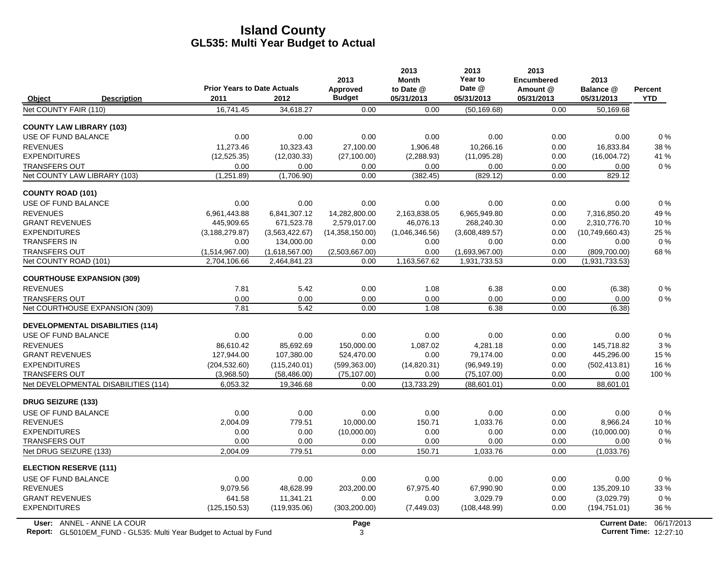# Island County
## GL535: Multi Year Budget to Actual

| Object | Description | Prior Years to Date Actuals 2011 | 2012 | 2013 Approved Budget | 2013 Month to Date @ 05/31/2013 | 2013 Year to Date @ 05/31/2013 | 2013 Encumbered Amount @ 05/31/2013 | 2013 Balance @ 05/31/2013 | Percent YTD |
|---|---|---|---|---|---|---|---|---|---|
| Net COUNTY FAIR (110) | | 16,741.45 | 34,618.27 | 0.00 | 0.00 | (50,169.68) | 0.00 | 50,169.68 | |
| **COUNTY LAW LIBRARY (103)** | | | | | | | | | |
| USE OF FUND BALANCE | | 0.00 | 0.00 | 0.00 | 0.00 | 0.00 | 0.00 | 0.00 | 0 % |
| REVENUES | | 11,273.46 | 10,323.43 | 27,100.00 | 1,906.48 | 10,266.16 | 0.00 | 16,833.84 | 38 % |
| EXPENDITURES | | (12,525.35) | (12,030.33) | (27,100.00) | (2,288.93) | (11,095.28) | 0.00 | (16,004.72) | 41 % |
| TRANSFERS OUT | | 0.00 | 0.00 | 0.00 | 0.00 | 0.00 | 0.00 | 0.00 | 0 % |
| Net COUNTY LAW LIBRARY (103) | | (1,251.89) | (1,706.90) | 0.00 | (382.45) | (829.12) | 0.00 | 829.12 | |
| **COUNTY ROAD (101)** | | | | | | | | | |
| USE OF FUND BALANCE | | 0.00 | 0.00 | 0.00 | 0.00 | 0.00 | 0.00 | 0.00 | 0 % |
| REVENUES | | 6,961,443.88 | 6,841,307.12 | 14,282,800.00 | 2,163,838.05 | 6,965,949.80 | 0.00 | 7,316,850.20 | 49 % |
| GRANT REVENUES | | 445,909.65 | 671,523.78 | 2,579,017.00 | 46,076.13 | 268,240.30 | 0.00 | 2,310,776.70 | 10 % |
| EXPENDITURES | | (3,188,279.87) | (3,563,422.67) | (14,358,150.00) | (1,046,346.56) | (3,608,489.57) | 0.00 | (10,749,660.43) | 25 % |
| TRANSFERS IN | | 0.00 | 134,000.00 | 0.00 | 0.00 | 0.00 | 0.00 | 0.00 | 0 % |
| TRANSFERS OUT | | (1,514,967.00) | (1,618,567.00) | (2,503,667.00) | 0.00 | (1,693,967.00) | 0.00 | (809,700.00) | 68 % |
| Net COUNTY ROAD (101) | | 2,704,106.66 | 2,464,841.23 | 0.00 | 1,163,567.62 | 1,931,733.53 | 0.00 | (1,931,733.53) | |
| **COURTHOUSE EXPANSION (309)** | | | | | | | | | |
| REVENUES | | 7.81 | 5.42 | 0.00 | 1.08 | 6.38 | 0.00 | (6.38) | 0 % |
| TRANSFERS OUT | | 0.00 | 0.00 | 0.00 | 0.00 | 0.00 | 0.00 | 0.00 | 0 % |
| Net COURTHOUSE EXPANSION (309) | | 7.81 | 5.42 | 0.00 | 1.08 | 6.38 | 0.00 | (6.38) | |
| **DEVELOPMENTAL DISABILITIES (114)** | | | | | | | | | |
| USE OF FUND BALANCE | | 0.00 | 0.00 | 0.00 | 0.00 | 0.00 | 0.00 | 0.00 | 0 % |
| REVENUES | | 86,610.42 | 85,692.69 | 150,000.00 | 1,087.02 | 4,281.18 | 0.00 | 145,718.82 | 3 % |
| GRANT REVENUES | | 127,944.00 | 107,380.00 | 524,470.00 | 0.00 | 79,174.00 | 0.00 | 445,296.00 | 15 % |
| EXPENDITURES | | (204,532.60) | (115,240.01) | (599,363.00) | (14,820.31) | (96,949.19) | 0.00 | (502,413.81) | 16 % |
| TRANSFERS OUT | | (3,968.50) | (58,486.00) | (75,107.00) | 0.00 | (75,107.00) | 0.00 | 0.00 | 100 % |
| Net DEVELOPMENTAL DISABILITIES (114) | | 6,053.32 | 19,346.68 | 0.00 | (13,733.29) | (88,601.01) | 0.00 | 88,601.01 | |
| **DRUG SEIZURE (133)** | | | | | | | | | |
| USE OF FUND BALANCE | | 0.00 | 0.00 | 0.00 | 0.00 | 0.00 | 0.00 | 0.00 | 0 % |
| REVENUES | | 2,004.09 | 779.51 | 10,000.00 | 150.71 | 1,033.76 | 0.00 | 8,966.24 | 10 % |
| EXPENDITURES | | 0.00 | 0.00 | (10,000.00) | 0.00 | 0.00 | 0.00 | (10,000.00) | 0 % |
| TRANSFERS OUT | | 0.00 | 0.00 | 0.00 | 0.00 | 0.00 | 0.00 | 0.00 | 0 % |
| Net DRUG SEIZURE (133) | | 2,004.09 | 779.51 | 0.00 | 150.71 | 1,033.76 | 0.00 | (1,033.76) | |
| **ELECTION RESERVE (111)** | | | | | | | | | |
| USE OF FUND BALANCE | | 0.00 | 0.00 | 0.00 | 0.00 | 0.00 | 0.00 | 0.00 | 0 % |
| REVENUES | | 9,079.56 | 48,628.99 | 203,200.00 | 67,975.40 | 67,990.90 | 0.00 | 135,209.10 | 33 % |
| GRANT REVENUES | | 641.58 | 11,341.21 | 0.00 | 0.00 | 3,029.79 | 0.00 | (3,029.79) | 0 % |
| EXPENDITURES | | (125,150.53) | (119,935.06) | (303,200.00) | (7,449.03) | (108,448.99) | 0.00 | (194,751.01) | 36 % |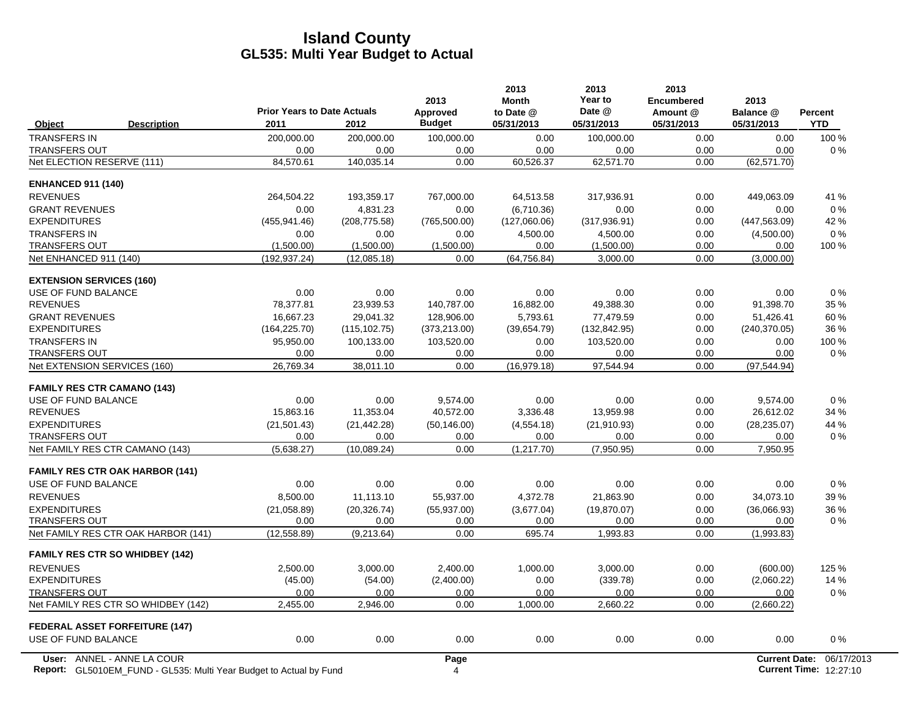# Island County
## GL535: Multi Year Budget to Actual

| Object | Description | Prior Years to Date Actuals 2011 | 2012 | 2013 Approved Budget | 2013 Month to Date @ 05/31/2013 | 2013 Year to Date @ 05/31/2013 | 2013 Encumbered Amount @ 05/31/2013 | 2013 Balance @ 05/31/2013 | Percent YTD |
|---|---|---|---|---|---|---|---|---|---|
| TRANSFERS IN | | 200,000.00 | 200,000.00 | 100,000.00 | 0.00 | 100,000.00 | 0.00 | 0.00 | 100 % |
| TRANSFERS OUT | | 0.00 | 0.00 | 0.00 | 0.00 | 0.00 | 0.00 | 0.00 | 0 % |
| Net ELECTION RESERVE (111) | | 84,570.61 | 140,035.14 | 0.00 | 60,526.37 | 62,571.70 | 0.00 | (62,571.70) | |
| **ENHANCED 911 (140)** | | | | | | | | | |
| REVENUES | | 264,504.22 | 193,359.17 | 767,000.00 | 64,513.58 | 317,936.91 | 0.00 | 449,063.09 | 41 % |
| GRANT REVENUES | | 0.00 | 4,831.23 | 0.00 | (6,710.36) | 0.00 | 0.00 | 0.00 | 0 % |
| EXPENDITURES | | (455,941.46) | (208,775.58) | (765,500.00) | (127,060.06) | (317,936.91) | 0.00 | (447,563.09) | 42 % |
| TRANSFERS IN | | 0.00 | 0.00 | 0.00 | 4,500.00 | 4,500.00 | 0.00 | (4,500.00) | 0 % |
| TRANSFERS OUT | | (1,500.00) | (1,500.00) | (1,500.00) | 0.00 | (1,500.00) | 0.00 | 0.00 | 100 % |
| Net ENHANCED 911 (140) | | (192,937.24) | (12,085.18) | 0.00 | (64,756.84) | 3,000.00 | 0.00 | (3,000.00) | |
| **EXTENSION SERVICES (160)** | | | | | | | | | |
| USE OF FUND BALANCE | | 0.00 | 0.00 | 0.00 | 0.00 | 0.00 | 0.00 | 0.00 | 0 % |
| REVENUES | | 78,377.81 | 23,939.53 | 140,787.00 | 16,882.00 | 49,388.30 | 0.00 | 91,398.70 | 35 % |
| GRANT REVENUES | | 16,667.23 | 29,041.32 | 128,906.00 | 5,793.61 | 77,479.59 | 0.00 | 51,426.41 | 60 % |
| EXPENDITURES | | (164,225.70) | (115,102.75) | (373,213.00) | (39,654.79) | (132,842.95) | 0.00 | (240,370.05) | 36 % |
| TRANSFERS IN | | 95,950.00 | 100,133.00 | 103,520.00 | 0.00 | 103,520.00 | 0.00 | 0.00 | 100 % |
| TRANSFERS OUT | | 0.00 | 0.00 | 0.00 | 0.00 | 0.00 | 0.00 | 0.00 | 0 % |
| Net EXTENSION SERVICES (160) | | 26,769.34 | 38,011.10 | 0.00 | (16,979.18) | 97,544.94 | 0.00 | (97,544.94) | |
| **FAMILY RES CTR CAMANO (143)** | | | | | | | | | |
| USE OF FUND BALANCE | | 0.00 | 0.00 | 9,574.00 | 0.00 | 0.00 | 0.00 | 9,574.00 | 0 % |
| REVENUES | | 15,863.16 | 11,353.04 | 40,572.00 | 3,336.48 | 13,959.98 | 0.00 | 26,612.02 | 34 % |
| EXPENDITURES | | (21,501.43) | (21,442.28) | (50,146.00) | (4,554.18) | (21,910.93) | 0.00 | (28,235.07) | 44 % |
| TRANSFERS OUT | | 0.00 | 0.00 | 0.00 | 0.00 | 0.00 | 0.00 | 0.00 | 0 % |
| Net FAMILY RES CTR CAMANO (143) | | (5,638.27) | (10,089.24) | 0.00 | (1,217.70) | (7,950.95) | 0.00 | 7,950.95 | |
| **FAMILY RES CTR OAK HARBOR (141)** | | | | | | | | | |
| USE OF FUND BALANCE | | 0.00 | 0.00 | 0.00 | 0.00 | 0.00 | 0.00 | 0.00 | 0 % |
| REVENUES | | 8,500.00 | 11,113.10 | 55,937.00 | 4,372.78 | 21,863.90 | 0.00 | 34,073.10 | 39 % |
| EXPENDITURES | | (21,058.89) | (20,326.74) | (55,937.00) | (3,677.04) | (19,870.07) | 0.00 | (36,066.93) | 36 % |
| TRANSFERS OUT | | 0.00 | 0.00 | 0.00 | 0.00 | 0.00 | 0.00 | 0.00 | 0 % |
| Net FAMILY RES CTR OAK HARBOR (141) | | (12,558.89) | (9,213.64) | 0.00 | 695.74 | 1,993.83 | 0.00 | (1,993.83) | |
| **FAMILY RES CTR SO WHIDBEY (142)** | | | | | | | | | |
| REVENUES | | 2,500.00 | 3,000.00 | 2,400.00 | 1,000.00 | 3,000.00 | 0.00 | (600.00) | 125 % |
| EXPENDITURES | | (45.00) | (54.00) | (2,400.00) | 0.00 | (339.78) | 0.00 | (2,060.22) | 14 % |
| TRANSFERS OUT | | 0.00 | 0.00 | 0.00 | 0.00 | 0.00 | 0.00 | 0.00 | 0 % |
| Net FAMILY RES CTR SO WHIDBEY (142) | | 2,455.00 | 2,946.00 | 0.00 | 1,000.00 | 2,660.22 | 0.00 | (2,660.22) | |
| **FEDERAL ASSET FORFEITURE (147)** | | | | | | | | | |
| USE OF FUND BALANCE | | 0.00 | 0.00 | 0.00 | 0.00 | 0.00 | 0.00 | 0.00 | 0 % |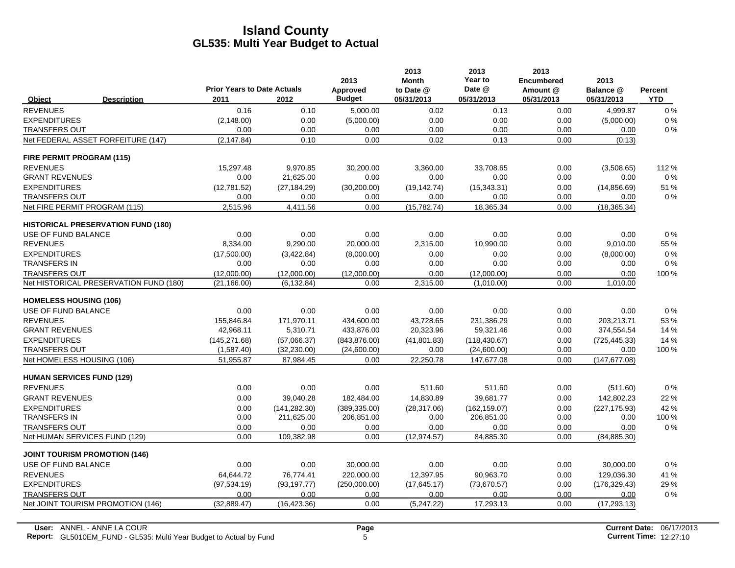# Island County
## GL535: Multi Year Budget to Actual

| Object | Description | Prior Years to Date Actuals 2011 | 2012 | 2013 Approved Budget | 2013 Month to Date @ 05/31/2013 | 2013 Year to Date @ 05/31/2013 | 2013 Encumbered Amount @ 05/31/2013 | 2013 Balance @ 05/31/2013 | Percent YTD |
|---|---|---|---|---|---|---|---|---|---|
| REVENUES | | 0.16 | 0.10 | 5,000.00 | 0.02 | 0.13 | 0.00 | 4,999.87 | 0 % |
| EXPENDITURES | | (2,148.00) | 0.00 | (5,000.00) | 0.00 | 0.00 | 0.00 | (5,000.00) | 0 % |
| TRANSFERS OUT | | 0.00 | 0.00 | 0.00 | 0.00 | 0.00 | 0.00 | 0.00 | 0 % |
| Net FEDERAL ASSET FORFEITURE (147) | | (2,147.84) | 0.10 | 0.00 | 0.02 | 0.13 | 0.00 | (0.13) | |
| **FIRE PERMIT PROGRAM (115)** | | | | | | | | | |
| REVENUES | | 15,297.48 | 9,970.85 | 30,200.00 | 3,360.00 | 33,708.65 | 0.00 | (3,508.65) | 112 % |
| GRANT REVENUES | | 0.00 | 21,625.00 | 0.00 | 0.00 | 0.00 | 0.00 | 0.00 | 0 % |
| EXPENDITURES | | (12,781.52) | (27,184.29) | (30,200.00) | (19,142.74) | (15,343.31) | 0.00 | (14,856.69) | 51 % |
| TRANSFERS OUT | | 0.00 | 0.00 | 0.00 | 0.00 | 0.00 | 0.00 | 0.00 | 0 % |
| Net FIRE PERMIT PROGRAM (115) | | 2,515.96 | 4,411.56 | 0.00 | (15,782.74) | 18,365.34 | 0.00 | (18,365.34) | |
| **HISTORICAL PRESERVATION FUND (180)** | | | | | | | | | |
| USE OF FUND BALANCE | | 0.00 | 0.00 | 0.00 | 0.00 | 0.00 | 0.00 | 0.00 | 0 % |
| REVENUES | | 8,334.00 | 9,290.00 | 20,000.00 | 2,315.00 | 10,990.00 | 0.00 | 9,010.00 | 55 % |
| EXPENDITURES | | (17,500.00) | (3,422.84) | (8,000.00) | 0.00 | 0.00 | 0.00 | (8,000.00) | 0 % |
| TRANSFERS IN | | 0.00 | 0.00 | 0.00 | 0.00 | 0.00 | 0.00 | 0.00 | 0 % |
| TRANSFERS OUT | | (12,000.00) | (12,000.00) | (12,000.00) | 0.00 | (12,000.00) | 0.00 | 0.00 | 100 % |
| Net HISTORICAL PRESERVATION FUND (180) | | (21,166.00) | (6,132.84) | 0.00 | 2,315.00 | (1,010.00) | 0.00 | 1,010.00 | |
| **HOMELESS HOUSING (106)** | | | | | | | | | |
| USE OF FUND BALANCE | | 0.00 | 0.00 | 0.00 | 0.00 | 0.00 | 0.00 | 0.00 | 0 % |
| REVENUES | | 155,846.84 | 171,970.11 | 434,600.00 | 43,728.65 | 231,386.29 | 0.00 | 203,213.71 | 53 % |
| GRANT REVENUES | | 42,968.11 | 5,310.71 | 433,876.00 | 20,323.96 | 59,321.46 | 0.00 | 374,554.54 | 14 % |
| EXPENDITURES | | (145,271.68) | (57,066.37) | (843,876.00) | (41,801.83) | (118,430.67) | 0.00 | (725,445.33) | 14 % |
| TRANSFERS OUT | | (1,587.40) | (32,230.00) | (24,600.00) | 0.00 | (24,600.00) | 0.00 | 0.00 | 100 % |
| Net HOMELESS HOUSING (106) | | 51,955.87 | 87,984.45 | 0.00 | 22,250.78 | 147,677.08 | 0.00 | (147,677.08) | |
| **HUMAN SERVICES FUND (129)** | | | | | | | | | |
| REVENUES | | 0.00 | 0.00 | 0.00 | 511.60 | 511.60 | 0.00 | (511.60) | 0 % |
| GRANT REVENUES | | 0.00 | 39,040.28 | 182,484.00 | 14,830.89 | 39,681.77 | 0.00 | 142,802.23 | 22 % |
| EXPENDITURES | | 0.00 | (141,282.30) | (389,335.00) | (28,317.06) | (162,159.07) | 0.00 | (227,175.93) | 42 % |
| TRANSFERS IN | | 0.00 | 211,625.00 | 206,851.00 | 0.00 | 206,851.00 | 0.00 | 0.00 | 100 % |
| TRANSFERS OUT | | 0.00 | 0.00 | 0.00 | 0.00 | 0.00 | 0.00 | 0.00 | 0 % |
| Net HUMAN SERVICES FUND (129) | | 0.00 | 109,382.98 | 0.00 | (12,974.57) | 84,885.30 | 0.00 | (84,885.30) | |
| **JOINT TOURISM PROMOTION (146)** | | | | | | | | | |
| USE OF FUND BALANCE | | 0.00 | 0.00 | 30,000.00 | 0.00 | 0.00 | 0.00 | 30,000.00 | 0 % |
| REVENUES | | 64,644.72 | 76,774.41 | 220,000.00 | 12,397.95 | 90,963.70 | 0.00 | 129,036.30 | 41 % |
| EXPENDITURES | | (97,534.19) | (93,197.77) | (250,000.00) | (17,645.17) | (73,670.57) | 0.00 | (176,329.43) | 29 % |
| TRANSFERS OUT | | 0.00 | 0.00 | 0.00 | 0.00 | 0.00 | 0.00 | 0.00 | 0 % |
| Net JOINT TOURISM PROMOTION (146) | | (32,889.47) | (16,423.36) | 0.00 | (5,247.22) | 17,293.13 | 0.00 | (17,293.13) | |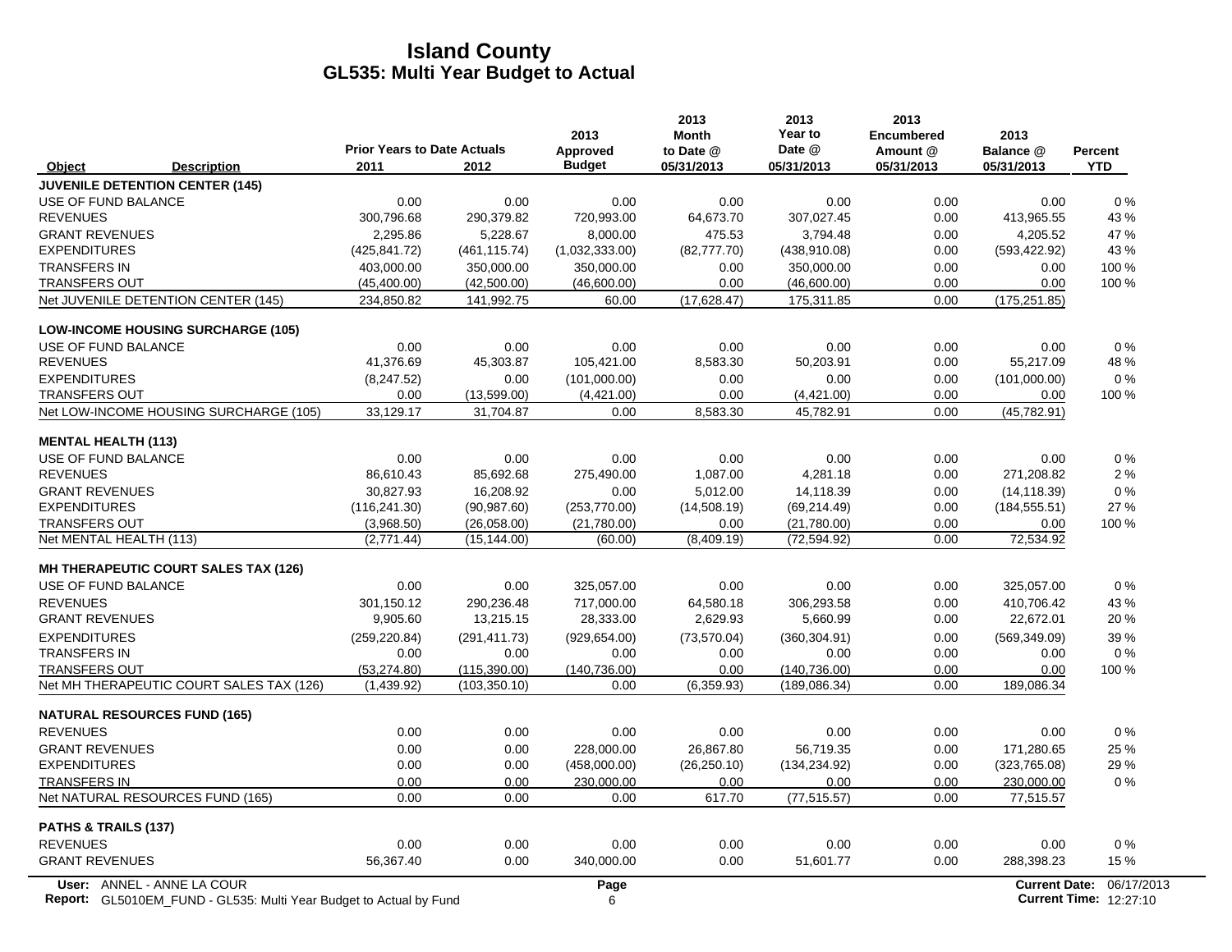# Island County
## GL535: Multi Year Budget to Actual

| Object | Description | Prior Years to Date Actuals 2011 | 2012 | 2013 Approved Budget | 2013 Month to Date @ 05/31/2013 | 2013 Year to Date @ 05/31/2013 | 2013 Encumbered Amount @ 05/31/2013 | 2013 Balance @ 05/31/2013 | Percent YTD |
|---|---|---|---|---|---|---|---|---|---|
| **JUVENILE DETENTION CENTER (145)** | | | | | | | | | |
| USE OF FUND BALANCE | | 0.00 | 0.00 | 0.00 | 0.00 | 0.00 | 0.00 | 0.00 | 0 % |
| REVENUES | | 300,796.68 | 290,379.82 | 720,993.00 | 64,673.70 | 307,027.45 | 0.00 | 413,965.55 | 43 % |
| GRANT REVENUES | | 2,295.86 | 5,228.67 | 8,000.00 | 475.53 | 3,794.48 | 0.00 | 4,205.52 | 47 % |
| EXPENDITURES | | (425,841.72) | (461,115.74) | (1,032,333.00) | (82,777.70) | (438,910.08) | 0.00 | (593,422.92) | 43 % |
| TRANSFERS IN | | 403,000.00 | 350,000.00 | 350,000.00 | 0.00 | 350,000.00 | 0.00 | 0.00 | 100 % |
| TRANSFERS OUT | | (45,400.00) | (42,500.00) | (46,600.00) | 0.00 | (46,600.00) | 0.00 | 0.00 | 100 % |
| Net JUVENILE DETENTION CENTER (145) | | 234,850.82 | 141,992.75 | 60.00 | (17,628.47) | 175,311.85 | 0.00 | (175,251.85) | |
| **LOW-INCOME HOUSING SURCHARGE (105)** | | | | | | | | | |
| USE OF FUND BALANCE | | 0.00 | 0.00 | 0.00 | 0.00 | 0.00 | 0.00 | 0.00 | 0 % |
| REVENUES | | 41,376.69 | 45,303.87 | 105,421.00 | 8,583.30 | 50,203.91 | 0.00 | 55,217.09 | 48 % |
| EXPENDITURES | | (8,247.52) | 0.00 | (101,000.00) | 0.00 | 0.00 | 0.00 | (101,000.00) | 0 % |
| TRANSFERS OUT | | 0.00 | (13,599.00) | (4,421.00) | 0.00 | (4,421.00) | 0.00 | 0.00 | 100 % |
| Net LOW-INCOME HOUSING SURCHARGE (105) | | 33,129.17 | 31,704.87 | 0.00 | 8,583.30 | 45,782.91 | 0.00 | (45,782.91) | |
| **MENTAL HEALTH (113)** | | | | | | | | | |
| USE OF FUND BALANCE | | 0.00 | 0.00 | 0.00 | 0.00 | 0.00 | 0.00 | 0.00 | 0 % |
| REVENUES | | 86,610.43 | 85,692.68 | 275,490.00 | 1,087.00 | 4,281.18 | 0.00 | 271,208.82 | 2 % |
| GRANT REVENUES | | 30,827.93 | 16,208.92 | 0.00 | 5,012.00 | 14,118.39 | 0.00 | (14,118.39) | 0 % |
| EXPENDITURES | | (116,241.30) | (90,987.60) | (253,770.00) | (14,508.19) | (69,214.49) | 0.00 | (184,555.51) | 27 % |
| TRANSFERS OUT | | (3,968.50) | (26,058.00) | (21,780.00) | 0.00 | (21,780.00) | 0.00 | 0.00 | 100 % |
| Net MENTAL HEALTH (113) | | (2,771.44) | (15,144.00) | (60.00) | (8,409.19) | (72,594.92) | 0.00 | 72,534.92 | |
| **MH THERAPEUTIC COURT SALES TAX (126)** | | | | | | | | | |
| USE OF FUND BALANCE | | 0.00 | 0.00 | 325,057.00 | 0.00 | 0.00 | 0.00 | 325,057.00 | 0 % |
| REVENUES | | 301,150.12 | 290,236.48 | 717,000.00 | 64,580.18 | 306,293.58 | 0.00 | 410,706.42 | 43 % |
| GRANT REVENUES | | 9,905.60 | 13,215.15 | 28,333.00 | 2,629.93 | 5,660.99 | 0.00 | 22,672.01 | 20 % |
| EXPENDITURES | | (259,220.84) | (291,411.73) | (929,654.00) | (73,570.04) | (360,304.91) | 0.00 | (569,349.09) | 39 % |
| TRANSFERS IN | | 0.00 | 0.00 | 0.00 | 0.00 | 0.00 | 0.00 | 0.00 | 0 % |
| TRANSFERS OUT | | (53,274.80) | (115,390.00) | (140,736.00) | 0.00 | (140,736.00) | 0.00 | 0.00 | 100 % |
| Net MH THERAPEUTIC COURT SALES TAX (126) | | (1,439.92) | (103,350.10) | 0.00 | (6,359.93) | (189,086.34) | 0.00 | 189,086.34 | |
| **NATURAL RESOURCES FUND (165)** | | | | | | | | | |
| REVENUES | | 0.00 | 0.00 | 0.00 | 0.00 | 0.00 | 0.00 | 0.00 | 0 % |
| GRANT REVENUES | | 0.00 | 0.00 | 228,000.00 | 26,867.80 | 56,719.35 | 0.00 | 171,280.65 | 25 % |
| EXPENDITURES | | 0.00 | 0.00 | (458,000.00) | (26,250.10) | (134,234.92) | 0.00 | (323,765.08) | 29 % |
| TRANSFERS IN | | 0.00 | 0.00 | 230,000.00 | 0.00 | 0.00 | 0.00 | 230,000.00 | 0 % |
| Net NATURAL RESOURCES FUND (165) | | 0.00 | 0.00 | 0.00 | 617.70 | (77,515.57) | 0.00 | 77,515.57 | |
| **PATHS & TRAILS (137)** | | | | | | | | | |
| REVENUES | | 0.00 | 0.00 | 0.00 | 0.00 | 0.00 | 0.00 | 0.00 | 0 % |
| GRANT REVENUES | | 56,367.40 | 0.00 | 340,000.00 | 0.00 | 51,601.77 | 0.00 | 288,398.23 | 15 % |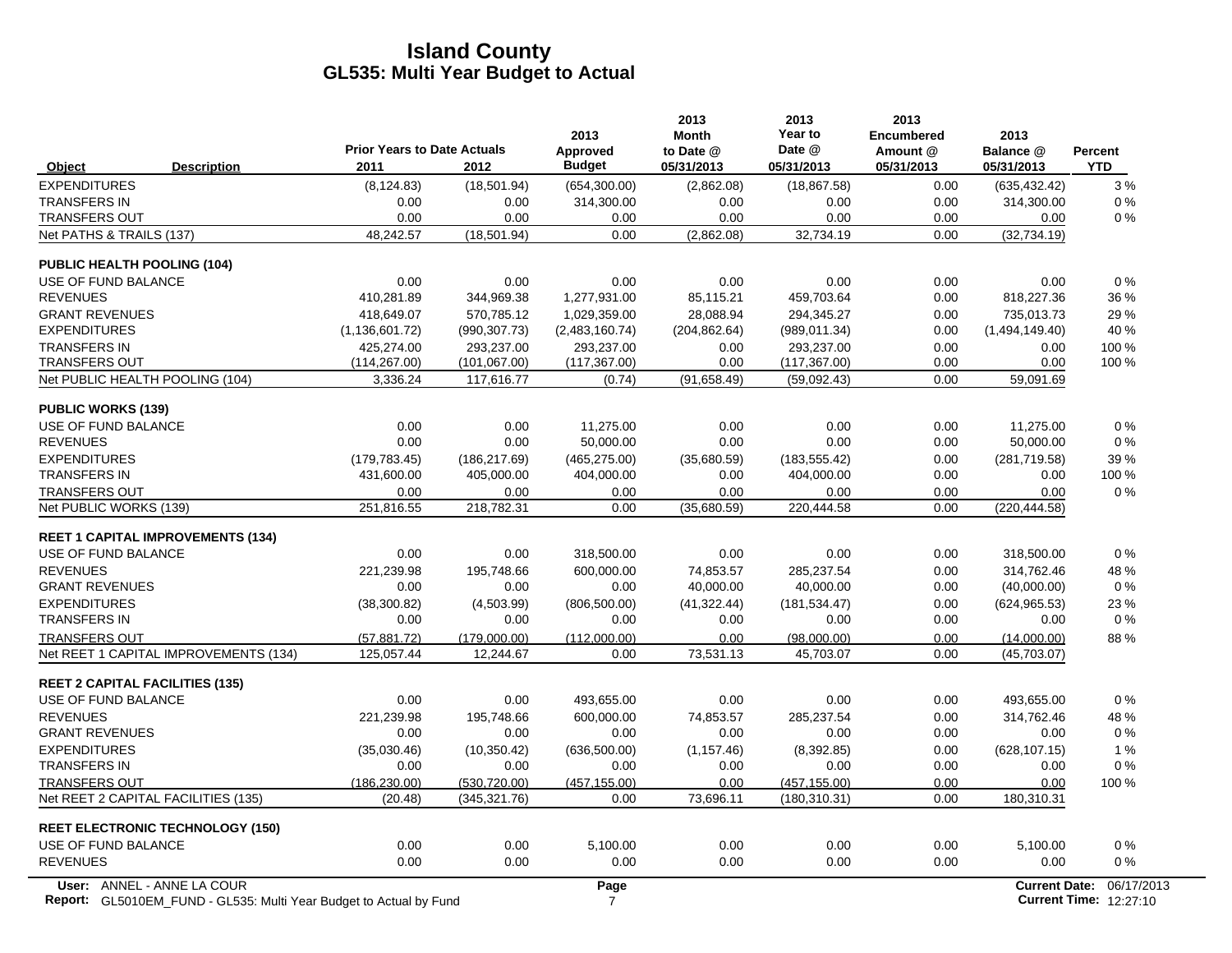# Island County
## GL535: Multi Year Budget to Actual

| Object | Description | Prior Years to Date Actuals 2011 | 2012 | 2013 Approved Budget | 2013 Month to Date @ 05/31/2013 | 2013 Year to Date @ 05/31/2013 | 2013 Encumbered Amount @ 05/31/2013 | 2013 Balance @ 05/31/2013 | Percent YTD |
|---|---|---|---|---|---|---|---|---|---|
| EXPENDITURES | | (8,124.83) | (18,501.94) | (654,300.00) | (2,862.08) | (18,867.58) | 0.00 | (635,432.42) | 3 % |
| TRANSFERS IN | | 0.00 | 0.00 | 314,300.00 | 0.00 | 0.00 | 0.00 | 314,300.00 | 0 % |
| TRANSFERS OUT | | 0.00 | 0.00 | 0.00 | 0.00 | 0.00 | 0.00 | 0.00 | 0 % |
| Net PATHS & TRAILS (137) | | 48,242.57 | (18,501.94) | 0.00 | (2,862.08) | 32,734.19 | 0.00 | (32,734.19) | |
| **PUBLIC HEALTH POOLING (104)** | | | | | | | | | |
| USE OF FUND BALANCE | | 0.00 | 0.00 | 0.00 | 0.00 | 0.00 | 0.00 | 0.00 | 0 % |
| REVENUES | | 410,281.89 | 344,969.38 | 1,277,931.00 | 85,115.21 | 459,703.64 | 0.00 | 818,227.36 | 36 % |
| GRANT REVENUES | | 418,649.07 | 570,785.12 | 1,029,359.00 | 28,088.94 | 294,345.27 | 0.00 | 735,013.73 | 29 % |
| EXPENDITURES | | (1,136,601.72) | (990,307.73) | (2,483,160.74) | (204,862.64) | (989,011.34) | 0.00 | (1,494,149.40) | 40 % |
| TRANSFERS IN | | 425,274.00 | 293,237.00 | 293,237.00 | 0.00 | 293,237.00 | 0.00 | 0.00 | 100 % |
| TRANSFERS OUT | | (114,267.00) | (101,067.00) | (117,367.00) | 0.00 | (117,367.00) | 0.00 | 0.00 | 100 % |
| Net PUBLIC HEALTH POOLING (104) | | 3,336.24 | 117,616.77 | (0.74) | (91,658.49) | (59,092.43) | 0.00 | 59,091.69 | |
| **PUBLIC WORKS (139)** | | | | | | | | | |
| USE OF FUND BALANCE | | 0.00 | 0.00 | 11,275.00 | 0.00 | 0.00 | 0.00 | 11,275.00 | 0 % |
| REVENUES | | 0.00 | 0.00 | 50,000.00 | 0.00 | 0.00 | 0.00 | 50,000.00 | 0 % |
| EXPENDITURES | | (179,783.45) | (186,217.69) | (465,275.00) | (35,680.59) | (183,555.42) | 0.00 | (281,719.58) | 39 % |
| TRANSFERS IN | | 431,600.00 | 405,000.00 | 404,000.00 | 0.00 | 404,000.00 | 0.00 | 0.00 | 100 % |
| TRANSFERS OUT | | 0.00 | 0.00 | 0.00 | 0.00 | 0.00 | 0.00 | 0.00 | 0 % |
| Net PUBLIC WORKS (139) | | 251,816.55 | 218,782.31 | 0.00 | (35,680.59) | 220,444.58 | 0.00 | (220,444.58) | |
| **REET 1 CAPITAL IMPROVEMENTS (134)** | | | | | | | | | |
| USE OF FUND BALANCE | | 0.00 | 0.00 | 318,500.00 | 0.00 | 0.00 | 0.00 | 318,500.00 | 0 % |
| REVENUES | | 221,239.98 | 195,748.66 | 600,000.00 | 74,853.57 | 285,237.54 | 0.00 | 314,762.46 | 48 % |
| GRANT REVENUES | | 0.00 | 0.00 | 0.00 | 40,000.00 | 40,000.00 | 0.00 | (40,000.00) | 0 % |
| EXPENDITURES | | (38,300.82) | (4,503.99) | (806,500.00) | (41,322.44) | (181,534.47) | 0.00 | (624,965.53) | 23 % |
| TRANSFERS IN | | 0.00 | 0.00 | 0.00 | 0.00 | 0.00 | 0.00 | 0.00 | 0 % |
| TRANSFERS OUT | | (57,881.72) | (179,000.00) | (112,000.00) | 0.00 | (98,000.00) | 0.00 | (14,000.00) | 88 % |
| Net REET 1 CAPITAL IMPROVEMENTS (134) | | 125,057.44 | 12,244.67 | 0.00 | 73,531.13 | 45,703.07 | 0.00 | (45,703.07) | |
| **REET 2 CAPITAL FACILITIES (135)** | | | | | | | | | |
| USE OF FUND BALANCE | | 0.00 | 0.00 | 493,655.00 | 0.00 | 0.00 | 0.00 | 493,655.00 | 0 % |
| REVENUES | | 221,239.98 | 195,748.66 | 600,000.00 | 74,853.57 | 285,237.54 | 0.00 | 314,762.46 | 48 % |
| GRANT REVENUES | | 0.00 | 0.00 | 0.00 | 0.00 | 0.00 | 0.00 | 0.00 | 0 % |
| EXPENDITURES | | (35,030.46) | (10,350.42) | (636,500.00) | (1,157.46) | (8,392.85) | 0.00 | (628,107.15) | 1 % |
| TRANSFERS IN | | 0.00 | 0.00 | 0.00 | 0.00 | 0.00 | 0.00 | 0.00 | 0 % |
| TRANSFERS OUT | | (186,230.00) | (530,720.00) | (457,155.00) | 0.00 | (457,155.00) | 0.00 | 0.00 | 100 % |
| Net REET 2 CAPITAL FACILITIES (135) | | (20.48) | (345,321.76) | 0.00 | 73,696.11 | (180,310.31) | 0.00 | 180,310.31 | |
| **REET ELECTRONIC TECHNOLOGY (150)** | | | | | | | | | |
| USE OF FUND BALANCE | | 0.00 | 0.00 | 5,100.00 | 0.00 | 0.00 | 0.00 | 5,100.00 | 0 % |
| REVENUES | | 0.00 | 0.00 | 0.00 | 0.00 | 0.00 | 0.00 | 0.00 | 0 % |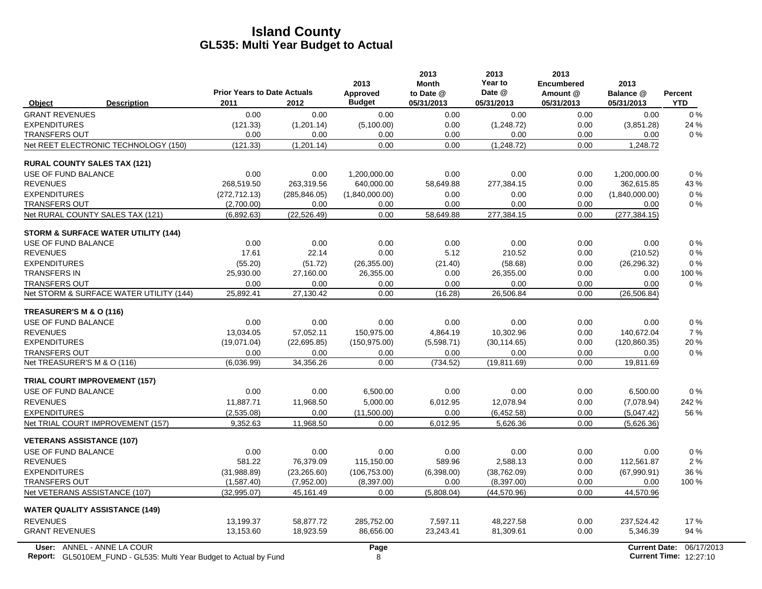# Island County
## GL535: Multi Year Budget to Actual

| Object | Description | Prior Years to Date Actuals 2011 | 2012 | 2013 Approved Budget | 2013 Month to Date @ 05/31/2013 | 2013 Year to Date @ 05/31/2013 | 2013 Encumbered Amount @ 05/31/2013 | 2013 Balance @ 05/31/2013 | Percent YTD |
|---|---|---|---|---|---|---|---|---|---|
| GRANT REVENUES | | 0.00 | 0.00 | 0.00 | 0.00 | 0.00 | 0.00 | 0.00 | 0 % |
| EXPENDITURES | | (121.33) | (1,201.14) | (5,100.00) | 0.00 | (1,248.72) | 0.00 | (3,851.28) | 24 % |
| TRANSFERS OUT | | 0.00 | 0.00 | 0.00 | 0.00 | 0.00 | 0.00 | 0.00 | 0 % |
| Net REET ELECTRONIC TECHNOLOGY (150) | | (121.33) | (1,201.14) | 0.00 | 0.00 | (1,248.72) | 0.00 | 1,248.72 | |
| **RURAL COUNTY SALES TAX (121)** | | | | | | | | | |
| USE OF FUND BALANCE | | 0.00 | 0.00 | 1,200,000.00 | 0.00 | 0.00 | 0.00 | 1,200,000.00 | 0 % |
| REVENUES | | 268,519.50 | 263,319.56 | 640,000.00 | 58,649.88 | 277,384.15 | 0.00 | 362,615.85 | 43 % |
| EXPENDITURES | | (272,712.13) | (285,846.05) | (1,840,000.00) | 0.00 | 0.00 | 0.00 | (1,840,000.00) | 0 % |
| TRANSFERS OUT | | (2,700.00) | 0.00 | 0.00 | 0.00 | 0.00 | 0.00 | 0.00 | 0 % |
| Net RURAL COUNTY SALES TAX (121) | | (6,892.63) | (22,526.49) | 0.00 | 58,649.88 | 277,384.15 | 0.00 | (277,384.15) | |
| **STORM & SURFACE WATER UTILITY (144)** | | | | | | | | | |
| USE OF FUND BALANCE | | 0.00 | 0.00 | 0.00 | 0.00 | 0.00 | 0.00 | 0.00 | 0 % |
| REVENUES | | 17.61 | 22.14 | 0.00 | 5.12 | 210.52 | 0.00 | (210.52) | 0 % |
| EXPENDITURES | | (55.20) | (51.72) | (26,355.00) | (21.40) | (58.68) | 0.00 | (26,296.32) | 0 % |
| TRANSFERS IN | | 25,930.00 | 27,160.00 | 26,355.00 | 0.00 | 26,355.00 | 0.00 | 0.00 | 100 % |
| TRANSFERS OUT | | 0.00 | 0.00 | 0.00 | 0.00 | 0.00 | 0.00 | 0.00 | 0 % |
| Net STORM & SURFACE WATER UTILITY (144) | | 25,892.41 | 27,130.42 | 0.00 | (16.28) | 26,506.84 | 0.00 | (26,506.84) | |
| **TREASURER'S M & O (116)** | | | | | | | | | |
| USE OF FUND BALANCE | | 0.00 | 0.00 | 0.00 | 0.00 | 0.00 | 0.00 | 0.00 | 0 % |
| REVENUES | | 13,034.05 | 57,052.11 | 150,975.00 | 4,864.19 | 10,302.96 | 0.00 | 140,672.04 | 7 % |
| EXPENDITURES | | (19,071.04) | (22,695.85) | (150,975.00) | (5,598.71) | (30,114.65) | 0.00 | (120,860.35) | 20 % |
| TRANSFERS OUT | | 0.00 | 0.00 | 0.00 | 0.00 | 0.00 | 0.00 | 0.00 | 0 % |
| Net TREASURER'S M & O (116) | | (6,036.99) | 34,356.26 | 0.00 | (734.52) | (19,811.69) | 0.00 | 19,811.69 | |
| **TRIAL COURT IMPROVEMENT (157)** | | | | | | | | | |
| USE OF FUND BALANCE | | 0.00 | 0.00 | 6,500.00 | 0.00 | 0.00 | 0.00 | 6,500.00 | 0 % |
| REVENUES | | 11,887.71 | 11,968.50 | 5,000.00 | 6,012.95 | 12,078.94 | 0.00 | (7,078.94) | 242 % |
| EXPENDITURES | | (2,535.08) | 0.00 | (11,500.00) | 0.00 | (6,452.58) | 0.00 | (5,047.42) | 56 % |
| Net TRIAL COURT IMPROVEMENT (157) | | 9,352.63 | 11,968.50 | 0.00 | 6,012.95 | 5,626.36 | 0.00 | (5,626.36) | |
| **VETERANS ASSISTANCE (107)** | | | | | | | | | |
| USE OF FUND BALANCE | | 0.00 | 0.00 | 0.00 | 0.00 | 0.00 | 0.00 | 0.00 | 0 % |
| REVENUES | | 581.22 | 76,379.09 | 115,150.00 | 589.96 | 2,588.13 | 0.00 | 112,561.87 | 2 % |
| EXPENDITURES | | (31,988.89) | (23,265.60) | (106,753.00) | (6,398.00) | (38,762.09) | 0.00 | (67,990.91) | 36 % |
| TRANSFERS OUT | | (1,587.40) | (7,952.00) | (8,397.00) | 0.00 | (8,397.00) | 0.00 | 0.00 | 100 % |
| Net VETERANS ASSISTANCE (107) | | (32,995.07) | 45,161.49 | 0.00 | (5,808.04) | (44,570.96) | 0.00 | 44,570.96 | |
| **WATER QUALITY ASSISTANCE (149)** | | | | | | | | | |
| REVENUES | | 13,199.37 | 58,877.72 | 285,752.00 | 7,597.11 | 48,227.58 | 0.00 | 237,524.42 | 17 % |
| GRANT REVENUES | | 13,153.60 | 18,923.59 | 86,656.00 | 23,243.41 | 81,309.61 | 0.00 | 5,346.39 | 94 % |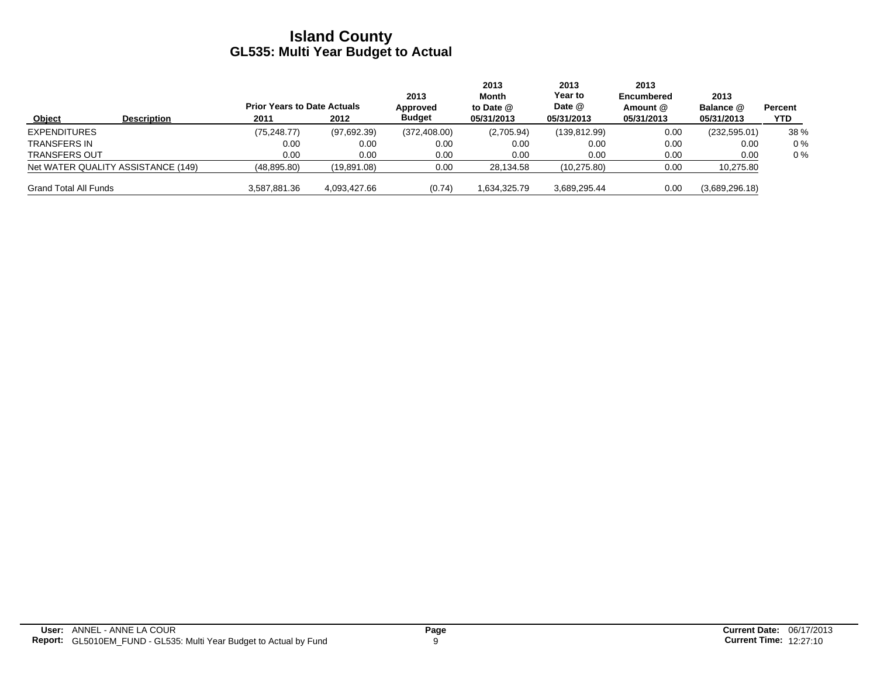# Island County
## GL535: Multi Year Budget to Actual

| Object | Description | Prior Years to Date Actuals 2011 | 2012 | 2013 Approved Budget | 2013 Month to Date @ 05/31/2013 | 2013 Year to Date @ 05/31/2013 | 2013 Encumbered Amount @ 05/31/2013 | 2013 Balance @ 05/31/2013 | Percent YTD |
|---|---|---|---|---|---|---|---|---|---|
| EXPENDITURES | | (75,248.77) | (97,692.39) | (372,408.00) | (2,705.94) | (139,812.99) | 0.00 | (232,595.01) | 38 % |
| TRANSFERS IN | | 0.00 | 0.00 | 0.00 | 0.00 | 0.00 | 0.00 | 0.00 | 0 % |
| TRANSFERS OUT | | 0.00 | 0.00 | 0.00 | 0.00 | 0.00 | 0.00 | 0.00 | 0 % |
| Net WATER QUALITY ASSISTANCE (149) | | (48,895.80) | (19,891.08) | 0.00 | 28,134.58 | (10,275.80) | 0.00 | 10,275.80 | |
| Grand Total All Funds | | 3,587,881.36 | 4,093,427.66 | (0.74) | 1,634,325.79 | 3,689,295.44 | 0.00 | (3,689,296.18) | |

**User:** ANNEL - ANNE LA COUR
**Report:** GL5010EM_FUND - GL535: Multi Year Budget to Actual by Fund
**Current Date:** 06/17/2013
**Current Time:** 12:27:10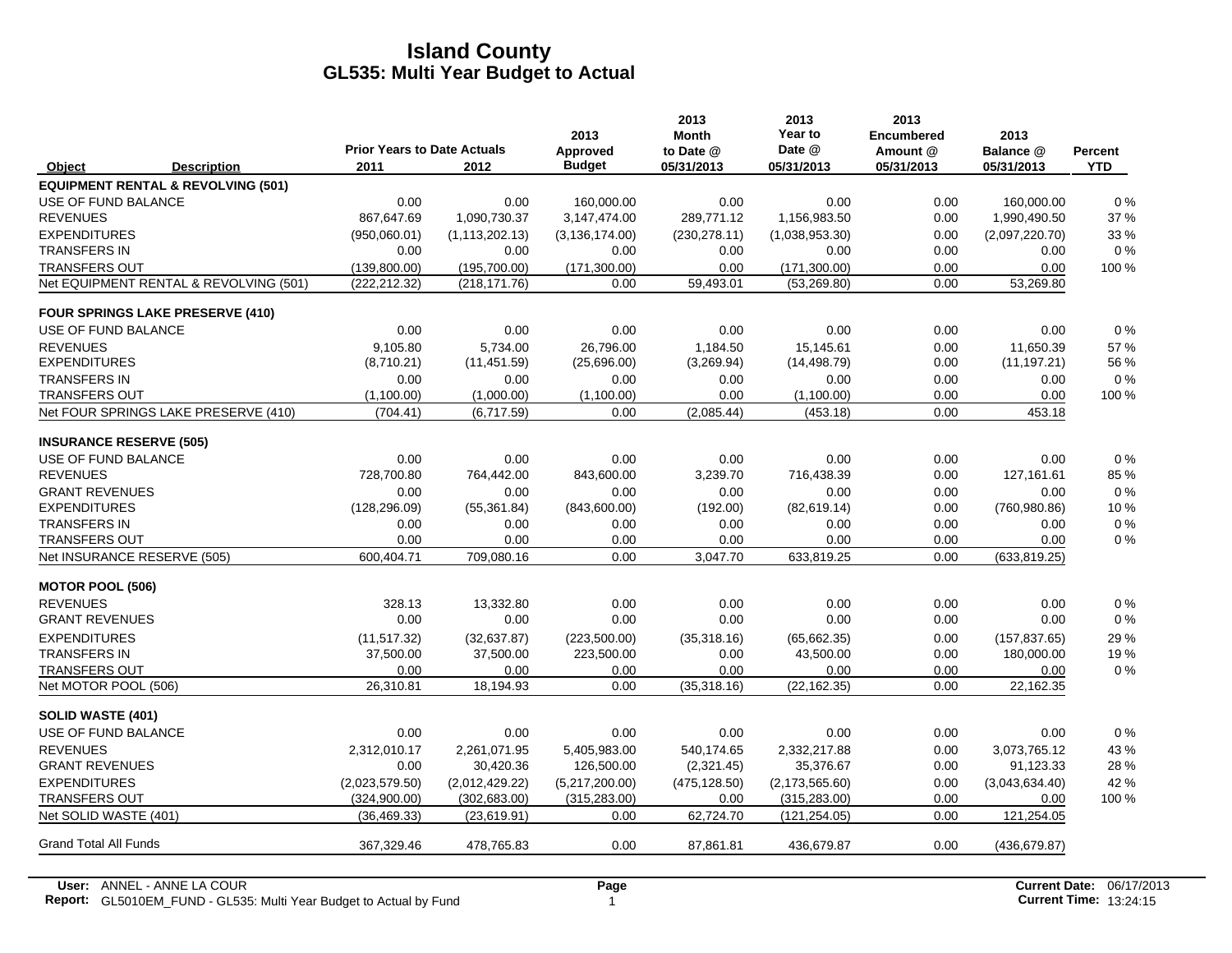# Island County
## GL535: Multi Year Budget to Actual

| Object | Description | Prior Years to Date Actuals 2011 | 2012 | 2013 Approved Budget | 2013 Month to Date @ 05/31/2013 | 2013 Year to Date @ 05/31/2013 | 2013 Encumbered Amount @ 05/31/2013 | 2013 Balance @ 05/31/2013 | Percent YTD |
|---|---|---|---|---|---|---|---|---|---|
| **EQUIPMENT RENTAL & REVOLVING (501)** | | | | | | | | | |
| USE OF FUND BALANCE | | 0.00 | 0.00 | 160,000.00 | 0.00 | 0.00 | 0.00 | 160,000.00 | 0 % |
| REVENUES | | 867,647.69 | 1,090,730.37 | 3,147,474.00 | 289,771.12 | 1,156,983.50 | 0.00 | 1,990,490.50 | 37 % |
| EXPENDITURES | | (950,060.01) | (1,113,202.13) | (3,136,174.00) | (230,278.11) | (1,038,953.30) | 0.00 | (2,097,220.70) | 33 % |
| TRANSFERS IN | | 0.00 | 0.00 | 0.00 | 0.00 | 0.00 | 0.00 | 0.00 | 0 % |
| TRANSFERS OUT | | (139,800.00) | (195,700.00) | (171,300.00) | 0.00 | (171,300.00) | 0.00 | 0.00 | 100 % |
| Net EQUIPMENT RENTAL & REVOLVING (501) | | (222,212.32) | (218,171.76) | 0.00 | 59,493.01 | (53,269.80) | 0.00 | 53,269.80 | |
| **FOUR SPRINGS LAKE PRESERVE (410)** | | | | | | | | | |
| USE OF FUND BALANCE | | 0.00 | 0.00 | 0.00 | 0.00 | 0.00 | 0.00 | 0.00 | 0 % |
| REVENUES | | 9,105.80 | 5,734.00 | 26,796.00 | 1,184.50 | 15,145.61 | 0.00 | 11,650.39 | 57 % |
| EXPENDITURES | | (8,710.21) | (11,451.59) | (25,696.00) | (3,269.94) | (14,498.79) | 0.00 | (11,197.21) | 56 % |
| TRANSFERS IN | | 0.00 | 0.00 | 0.00 | 0.00 | 0.00 | 0.00 | 0.00 | 0 % |
| TRANSFERS OUT | | (1,100.00) | (1,000.00) | (1,100.00) | 0.00 | (1,100.00) | 0.00 | 0.00 | 100 % |
| Net FOUR SPRINGS LAKE PRESERVE (410) | | (704.41) | (6,717.59) | 0.00 | (2,085.44) | (453.18) | 0.00 | 453.18 | |
| **INSURANCE RESERVE (505)** | | | | | | | | | |
| USE OF FUND BALANCE | | 0.00 | 0.00 | 0.00 | 0.00 | 0.00 | 0.00 | 0.00 | 0 % |
| REVENUES | | 728,700.80 | 764,442.00 | 843,600.00 | 3,239.70 | 716,438.39 | 0.00 | 127,161.61 | 85 % |
| GRANT REVENUES | | 0.00 | 0.00 | 0.00 | 0.00 | 0.00 | 0.00 | 0.00 | 0 % |
| EXPENDITURES | | (128,296.09) | (55,361.84) | (843,600.00) | (192.00) | (82,619.14) | 0.00 | (760,980.86) | 10 % |
| TRANSFERS IN | | 0.00 | 0.00 | 0.00 | 0.00 | 0.00 | 0.00 | 0.00 | 0 % |
| TRANSFERS OUT | | 0.00 | 0.00 | 0.00 | 0.00 | 0.00 | 0.00 | 0.00 | 0 % |
| Net INSURANCE RESERVE (505) | | 600,404.71 | 709,080.16 | 0.00 | 3,047.70 | 633,819.25 | 0.00 | (633,819.25) | |
| **MOTOR POOL (506)** | | | | | | | | | |
| REVENUES | | 328.13 | 13,332.80 | 0.00 | 0.00 | 0.00 | 0.00 | 0.00 | 0 % |
| GRANT REVENUES | | 0.00 | 0.00 | 0.00 | 0.00 | 0.00 | 0.00 | 0.00 | 0 % |
| EXPENDITURES | | (11,517.32) | (32,637.87) | (223,500.00) | (35,318.16) | (65,662.35) | 0.00 | (157,837.65) | 29 % |
| TRANSFERS IN | | 37,500.00 | 37,500.00 | 223,500.00 | 0.00 | 43,500.00 | 0.00 | 180,000.00 | 19 % |
| TRANSFERS OUT | | 0.00 | 0.00 | 0.00 | 0.00 | 0.00 | 0.00 | 0.00 | 0 % |
| Net MOTOR POOL (506) | | 26,310.81 | 18,194.93 | 0.00 | (35,318.16) | (22,162.35) | 0.00 | 22,162.35 | |
| **SOLID WASTE (401)** | | | | | | | | | |
| USE OF FUND BALANCE | | 0.00 | 0.00 | 0.00 | 0.00 | 0.00 | 0.00 | 0.00 | 0 % |
| REVENUES | | 2,312,010.17 | 2,261,071.95 | 5,405,983.00 | 540,174.65 | 2,332,217.88 | 0.00 | 3,073,765.12 | 43 % |
| GRANT REVENUES | | 0.00 | 30,420.36 | 126,500.00 | (2,321.45) | 35,376.67 | 0.00 | 91,123.33 | 28 % |
| EXPENDITURES | | (2,023,579.50) | (2,012,429.22) | (5,217,200.00) | (475,128.50) | (2,173,565.60) | 0.00 | (3,043,634.40) | 42 % |
| TRANSFERS OUT | | (324,900.00) | (302,683.00) | (315,283.00) | 0.00 | (315,283.00) | 0.00 | 0.00 | 100 % |
| Net SOLID WASTE (401) | | (36,469.33) | (23,619.91) | 0.00 | 62,724.70 | (121,254.05) | 0.00 | 121,254.05 | |
| Grand Total All Funds | | 367,329.46 | 478,765.83 | 0.00 | 87,861.81 | 436,679.87 | 0.00 | (436,679.87) | |

**User:** ANNEL - ANNE LA COUR
**Report:** GL5010EM_FUND - GL535: Multi Year Budget to Actual by Fund

**Current Date:** 06/17/2013
**Current Time:** 13:24:15